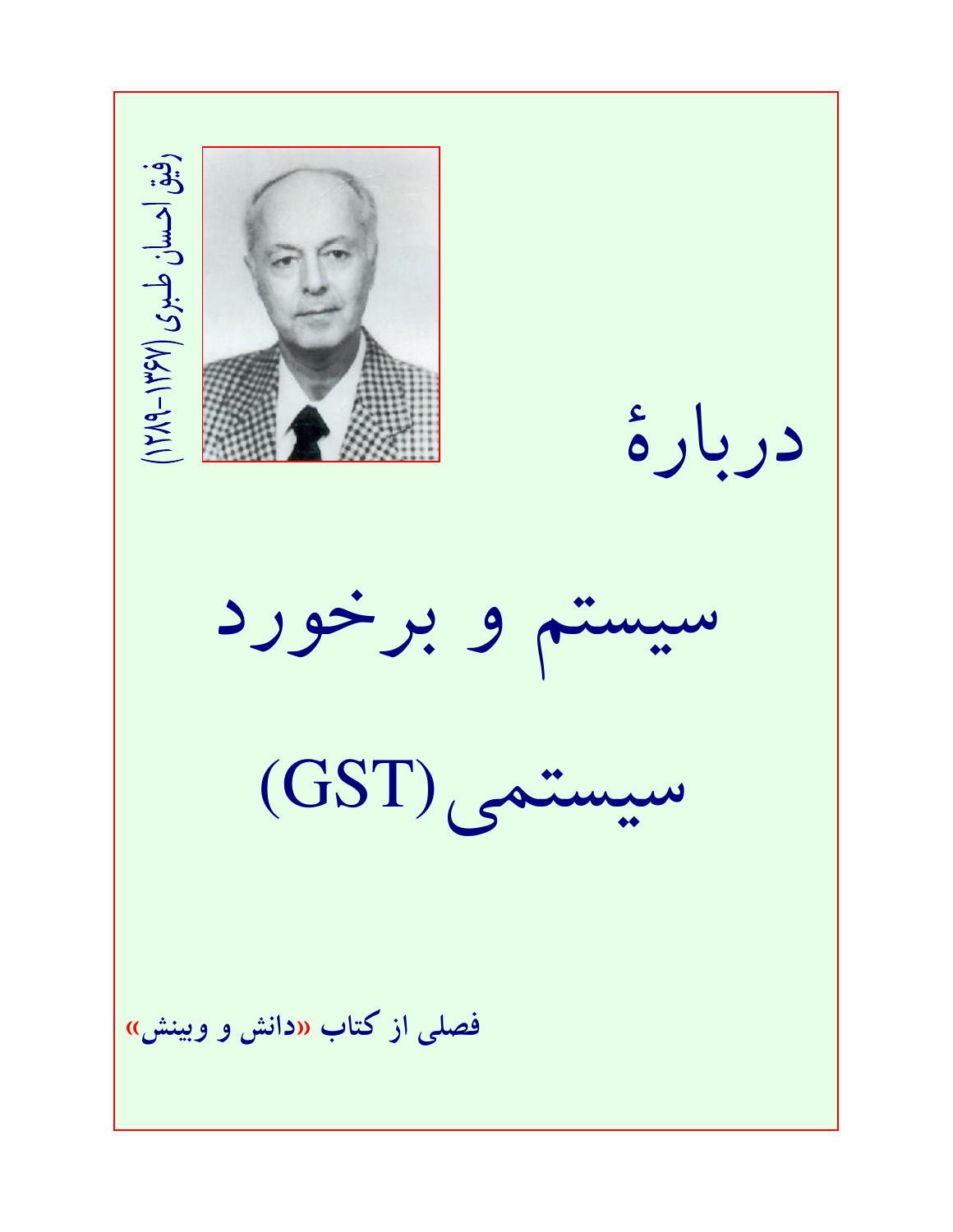رفیق احسان طبری (۱۲۸۹-۱۳۶۷)

# دربارهٔ سیستم و برخورد سیستمی (GST)

**فصلی از کتاب «دانش و بینش»**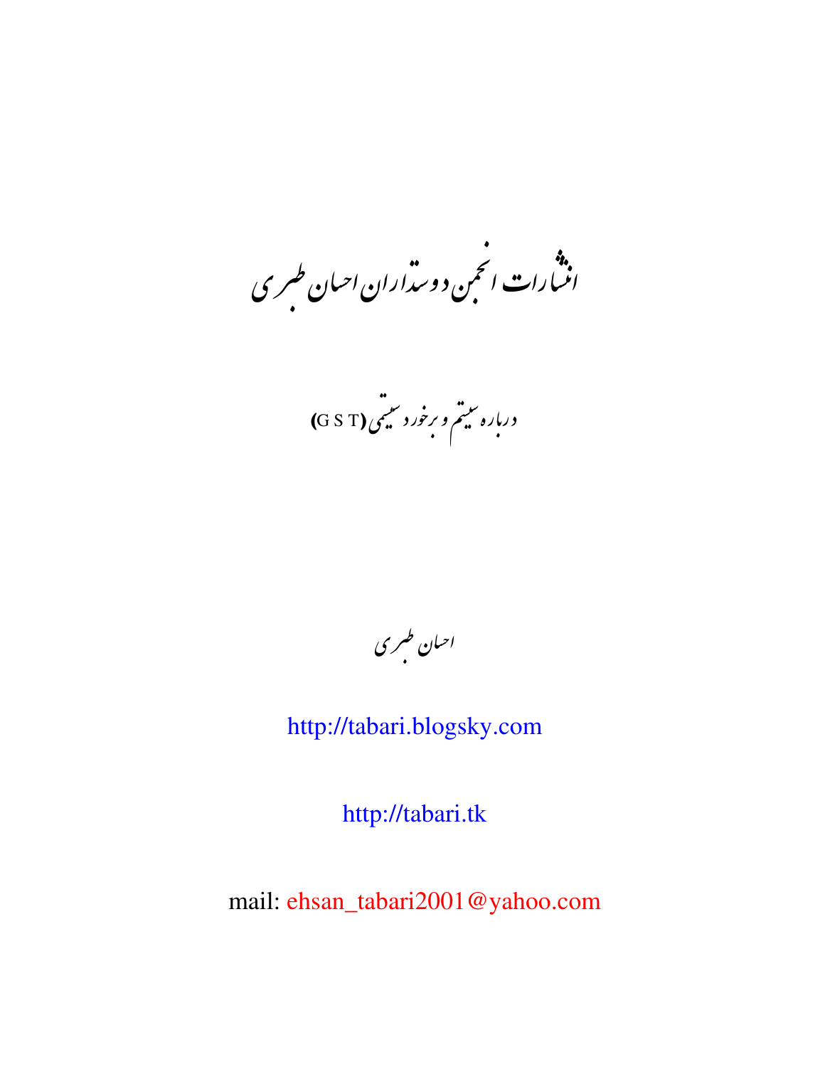# انتشارات انجمن دوستداران احسان طبری

## درباره سیستم و برخورد سیستمی (G S T)

احسان طبری

http://tabari.blogsky.com

http://tabari.tk

mail: ehsan_tabari2001@yahoo.com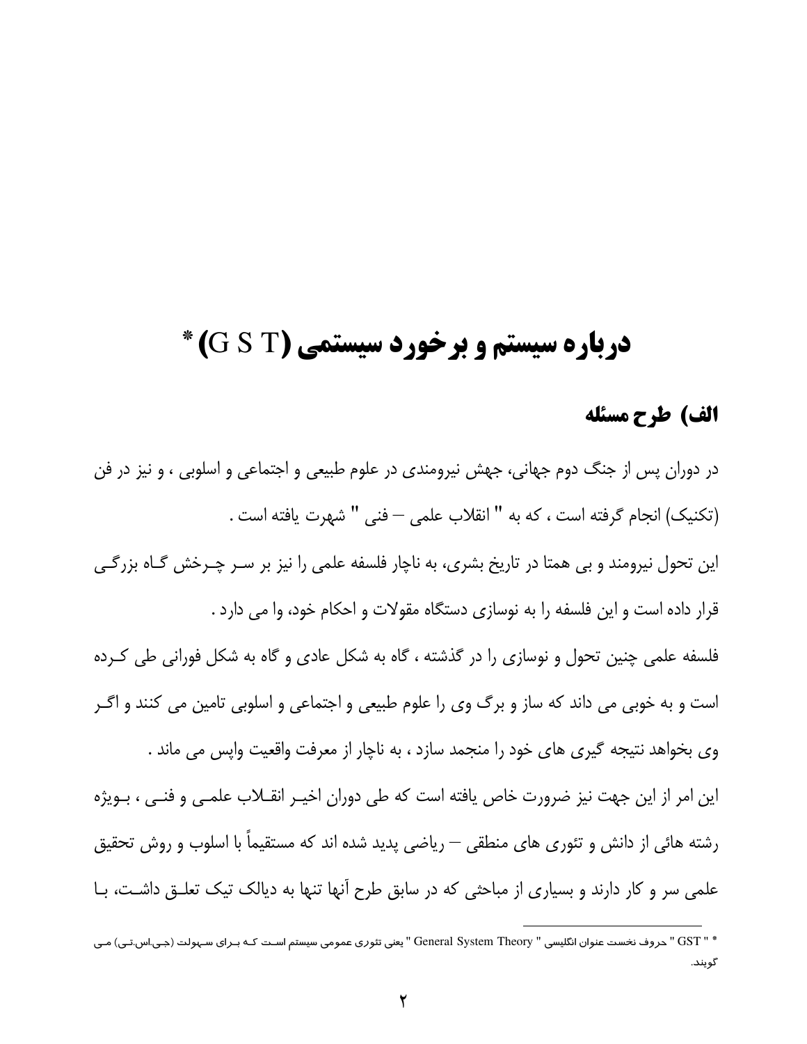# درباره سیستم و برخورد سیستمی (G S T)*

## الف) طرح مسئله

در دوران پس از جنگ دوم جهانی، جهش نیرومندی در علوم طبیعی و اجتماعی و اسلوبی ، و نیز در فن (تکنیک) انجام گرفته است ، که به " انقلاب علمی – فنی " شهرت یافته است .

این تحول نیرومند و بی همتا در تاریخ بشری، به ناچار فلسفه علمی را نیز بر سر چرخش گاه بزرگی قرار داده است و این فلسفه را به نوسازی دستگاه مقولات و احکام خود، وا می دارد .

فلسفه علمی چنین تحول و نوسازی را در گذشته ، گاه به شکل عادی و گاه به شکل فورانی طی کرده است و به خوبی می داند که ساز و برگ وی را علوم طبیعی و اجتماعی و اسلوبی تامین می کنند و اگر وی بخواهد نتیجه گیری های خود را منجمد سازد ، به ناچار از معرفت واقعیت واپس می ماند .

این امر از این جهت نیز ضرورت خاص یافته است که طی دوران اخیر انقلاب علمی و فنی ، بویژه رشته هائی از دانش و تئوری های منطقی – ریاضی پدید شده اند که مستقیماً با اسلوب و روش تحقیق علمی سر و کار دارند و بسیاری از مباحثی که در سابق طرح آنها تنها به دیالک تیک تعلق داشت، با

---

* " GST " حروف نخست عنوان انگلیسی " General System Theory " یعنی تئوری عمومی سیستم است که برای سهولت (جی.اس.تی) می گویند.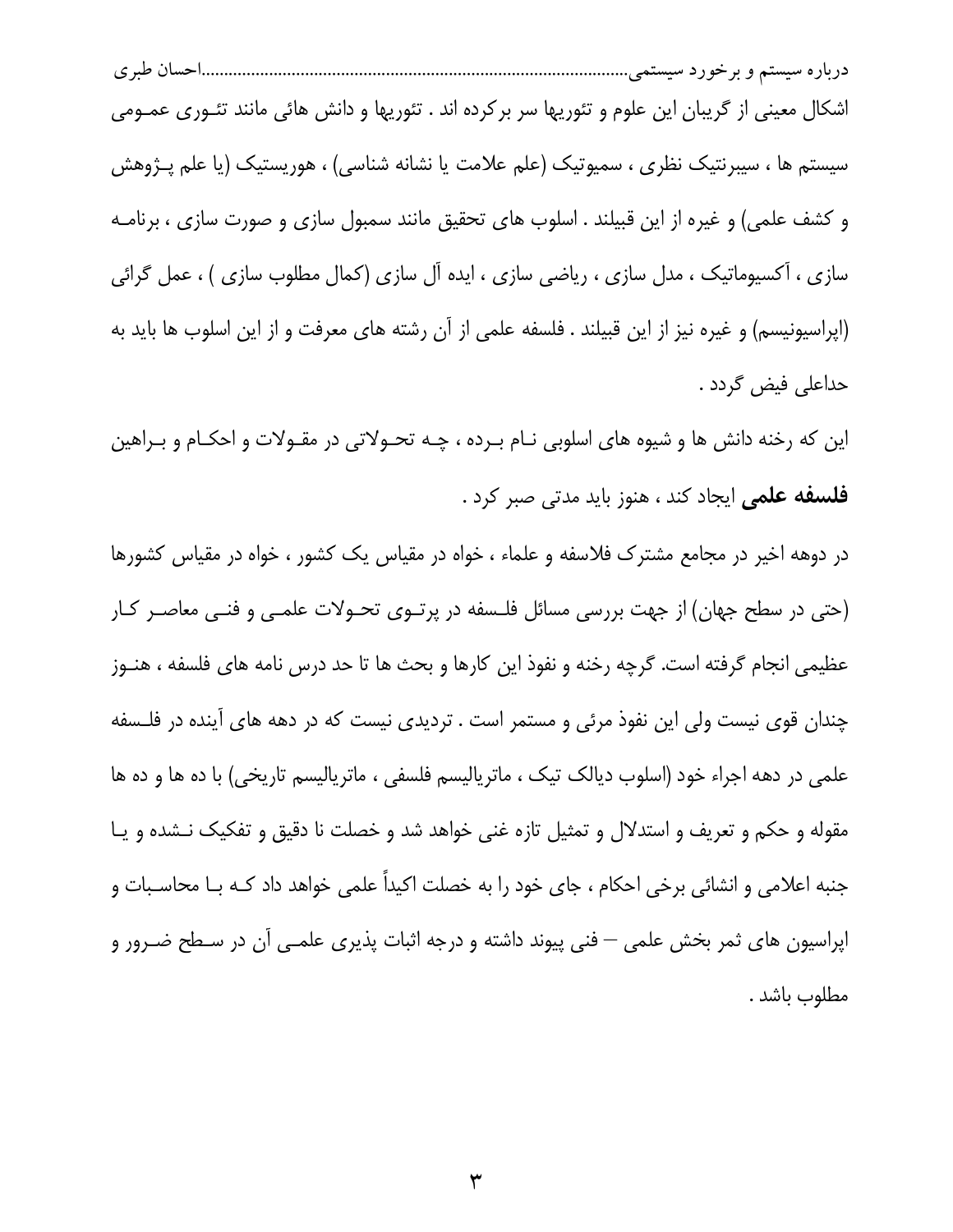اشکال معینی از گریبان این علوم و تئوریها سر برکرده اند . تئوریها و دانش هائی مانند تئوری عمومی سیستم ها ، سیبرنتیک نظری ، سمیوتیک (علم علامت یا نشانه شناسی) ، هوریستیک (یا علم پژوهش و کشف علمی) و غیره از این قبیلند . اسلوب های تحقیق مانند سمبول سازی و صورت سازی ، برنامه سازی ، آکسیوماتیک ، مدل سازی ، ریاضی سازی ، ایده آل سازی (کمال مطلوب سازی ) ، عمل گرائی (اپراسیونیسم) و غیره نیز از این قبیلند . فلسفه علمی از آن رشته های معرفت و از این اسلوب ها باید به حداعلی فیض گردد .

این که رخنه دانش ها و شیوه های اسلوبی نام برده ، چه تحولاتی در مقولات و احکام و براهین **فلسفه علمی** ایجاد کند ، هنوز باید مدتی صبر کرد .

در دوهه اخیر در مجامع مشترک فلاسفه و علماء ، خواه در مقیاس یک کشور ، خواه در مقیاس کشورها (حتی در سطح جهان) از جهت بررسی مسائل فلسفه در پرتوی تحولات علمی و فنی معاصر کار عظیمی انجام گرفته است. گرچه رخنه و نفوذ این کارها و بحث ها تا حد درس نامه های فلسفه ، هنوز چندان قوی نیست ولی این نفوذ مرئی و مستمر است . تردیدی نیست که در دهه های آینده در فلسفه علمی در دهه اجراء خود (اسلوب دیالک تیک ، ماتریالیسم فلسفی ، ماتریالیسم تاریخی) با ده ها و ده ها مقوله و حکم و تعریف و استدلال و تمثیل تازه غنی خواهد شد و خصلت نا دقیق و تفکیک نشده و یا جنبه اعلامی و انشائی برخی احکام ، جای خود را به خصلت اکیداً علمی خواهد داد که با محاسبات و اپراسیون های ثمر بخش علمی – فنی پیوند داشته و درجه اثبات پذیری علمی آن در سطح ضرور و مطلوب باشد .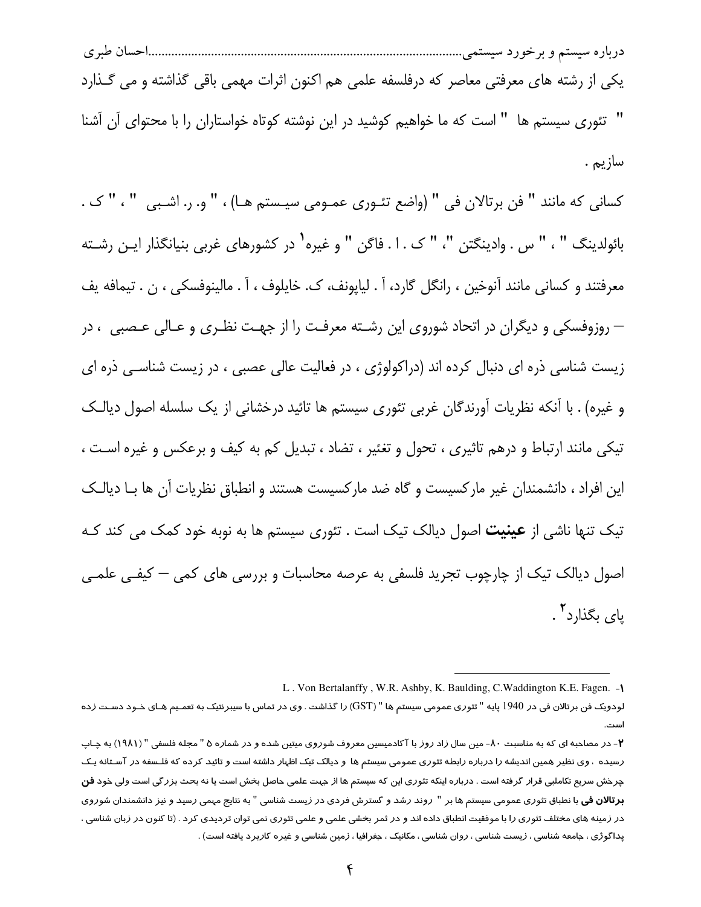یکی از رشته های معرفتی معاصر که درفلسفه علمی هم اکنون اثرات مهمی باقی گذاشته و می گذارد " تئوری سیستم ها " است که ما خواهیم کوشید در این نوشته کوتاه خواستاران را با محتوای آن آشنا سازیم .

کسانی که مانند " فن برتالان فی " (واضع تئوری عمومی سیستم ها) ، " و. ر. اشبی " ، " ک . بائولدینگ " ، " س . وادینگتن "، " ک . ا . فاگن " و غیره[1] در کشورهای غربی بنیانگذار این رشته معرفتند و کسانی مانند آنوخین ، رانگل گارد، آ . لیاپونف، ک. خایلوف ، آ . مالینوفسکی ، ن . تیمافه یف – روزوفسکی و دیگران در اتحاد شوروی این رشته معرفت را از جهت نظری و عالی عصبی ، در زیست شناسی ذره ای دنبال کرده اند (دراکولوژی ، در فعالیت عالی عصبی ، در زیست شناسی ذره ای و غیره) . با آنکه نظریات آورندگان غربی تئوری سیستم ها تائید درخشانی از یک سلسله اصول دیالک تیکی مانند ارتباط و درهم تاثیری ، تحول و تغئیر ، تضاد ، تبدیل کم به کیف و برعکس و غیره است ، این افراد ، دانشمندان غیر مارکسیست و گاه ضد مارکسیست هستند و انطباق نظریات آن ها با دیالک تیک تنها ناشی از **عینیت** اصول دیالک تیک است . تئوری سیستم ها به نوبه خود کمک می کند که اصول دیالک تیک از چارچوب تجرید فلسفی به عرصه محاسبات و بررسی های کمی – کیفی علمی پای بگذارد[2] .

---

۱- L . Von Bertalanffy , W.R. Ashby, K. Baulding, C.Waddington K.E. Fagen.

لودویک فن برتالان فی در 1940 پایه " تئوری عمومی سیستم ها " (GST) را گذاشت . وی در تماس با سیبرنتیک به تعمیم های خود دست زده است.

۲- در مصاحبه ای که به مناسبت ۸۰- مین سال زاد روز با آکادمیسین معروف شوروی میتین شده و در شماره ۵ " مجله فلسفی " (۱۹۸۱) به چاپ رسیده ، وی نظیر همین اندیشه را درباره رابطه تئوری عمومی سیستم ها و دیالک تیک اظهار داشته است و تائید کرده که فلسفه در آستانه یک چرخش سریع تکاملی قرار گرفته است . درباره اینکه تئوری این که سیستم ها از جهت علمی حاصل بخش است یا نه بحث بزرگی است ولی خود **فن برتالان فی** با انطباق تئوری عمومی سیستم ها بر " روند رشد و گسترش فردی در زیست شناسی " به نتایج مهمی رسید و نیز دانشمندان شوروی در زمینه های مختلف تئوری را با موفقیت انطباق داده اند و در ثمر بخشی علمی و علمی تئوری نمی توان تردیدی کرد . (تا کنون در زبان شناسی ، پداگوژی ، جامعه شناسی ، زیست شناسی ، روان شناسی ، مکانیک ، جغرافیا ، زمین شناسی و غیره کاربرد یافته است) .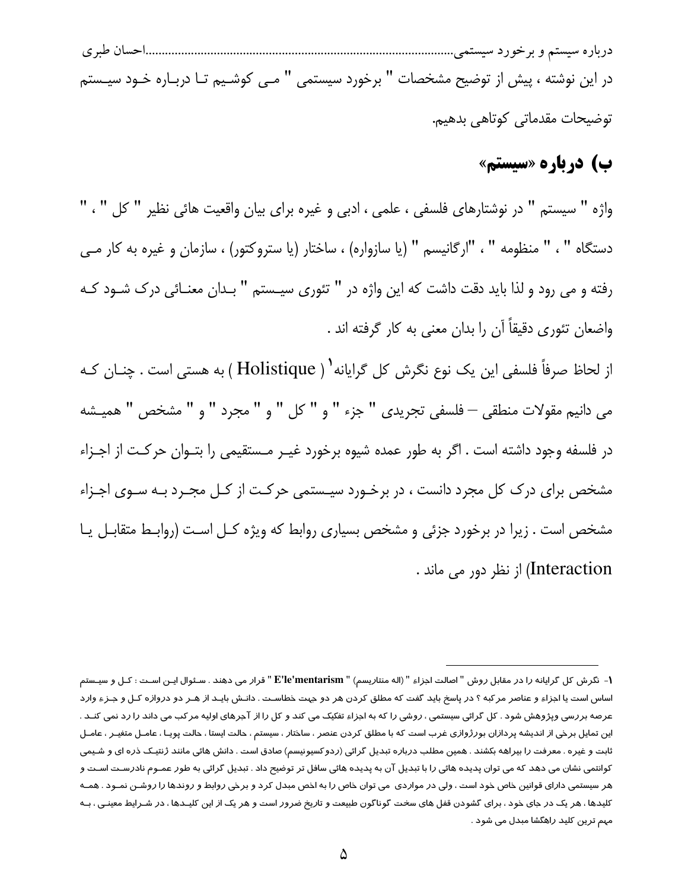در این نوشته ، پیش از توضیح مشخصات " برخورد سیستمی " مـی کوشـیم تـا دربـاره خـود سیـستم توضیحات مقدماتی کوتاهی بدهیم.

## ب) درباره «سیستم»

واژه " سیستم " در نوشتارهای فلسفی ، علمی ، ادبی و غیره برای بیان واقعیت هائی نظیر " کل " ، " دستگاه " ، " منظومه " ، "ارگانیسم " (یا سازواره) ، ساختار (یا ستروکتور) ، سازمان و غیره به کار مـی رفته و می رود و لذا باید دقت داشت که این واژه در " تئوری سیـستم " بـدان معنـائی درک شـود کـه واضعان تئوری دقیقاً آن را بدان معنی به کار گرفته اند .

از لحاظ صرفاً فلسفی این یک نوع نگرش کل گرایانه[1] ( Holistique ) به هستی است . چنـان کـه می دانیم مقولات منطقی – فلسفی تجریدی " جزء " و " کل " و " مجرد " و " مشخص " همیـشه در فلسفه وجود داشته است . اگر به طور عمده شیوه برخورد غیـر مـستقیمی را بتـوان حرکـت از اجـزاء مشخص برای درک کل مجرد دانست ، در برخـورد سیـستمی حرکـت از کـل مجـرد بـه سـوی اجـزاء مشخص است . زیرا در برخورد جزئی و مشخص بسیاری روابط که ویژه کـل اسـت (روابـط متقابـل یـا Interaction) از نظر دور می ماند .

---

[1]- نگرش کل گرایانه را در مقابل روش " اصالت اجزاء " (اله منتاریسم) " E'le'mentarism " قرار می دهند . سـئوال ایـن اسـت : کـل و سیـستم اساس است یا اجزاء و عناصر مرکبه ؟ در پاسخ باید گفت که مطلق کردن هر دو جهت خطاسـت . دانـش بایـد از هـر دو دروازه کـل و جـزء وارد عرصه بررسی وپژوهش شود . کل گرائی سیستمی ، روشی را که به اجزاء تفکیک می کند و کل را از آجرهای اولیه مرکب می داند را رد نمی کنـد . این تمایل برخی از اندیشه پردازان بورژوازی غرب است که با مطلق کردن عنصر ، ساختار ، سیستم ، حالت ایستا ، حالت پویـا ، عامـل متغیـر ، عامـل ثابت و غیره ، معرفت را بیراهه بکشند . همین مطلب درباره تبدیل گرائی (ردوکسیونیسم) صادق است . دانش هائی مانند ژنتیـک ذره ای و شـیمی کوانتمی نشان می دهد که می توان پدیده هائی را با تبدیل آن به پدیده هائی سافل تر توضیح داد . تبدیل گرائی به طور عمـوم نادرسـت اسـت و هر سیستمی دارای قوانین خاص خود است ، ولی در مواردی می توان خاص را به اخص مبدل کرد و برخی روابط و روندها را روشـن نمـود . همـه کلیدها ، هر یک در جای خود ، برای گشودن قفل های سخت گوناگون طبیعت و تاریخ ضرور است و هر یک از این کلیـدها ، در شـرایط معینـی ، بـه مهم ترین کلید راهگشا مبدل می شود .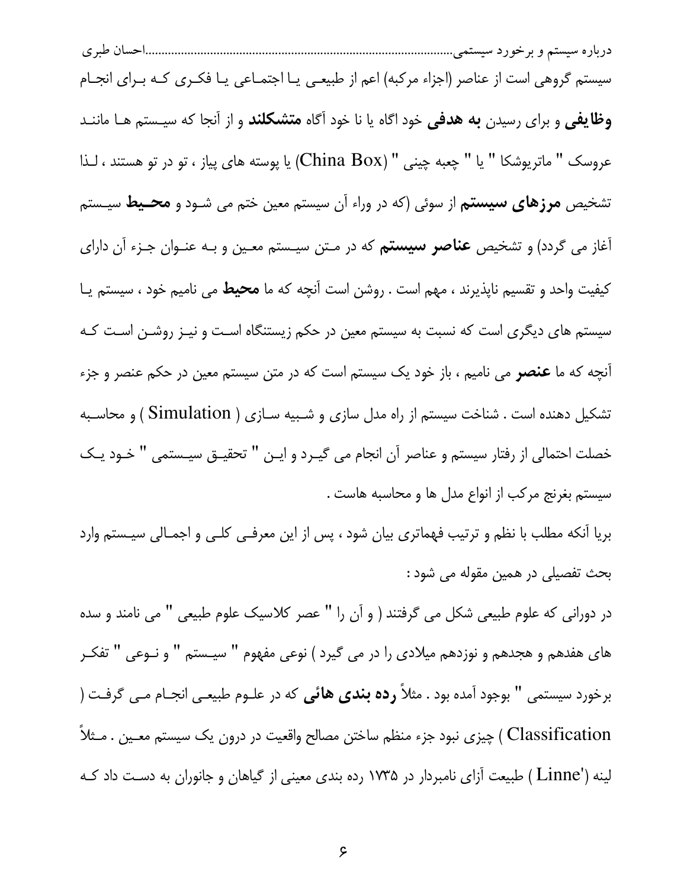سیستم گروهی است از عناصر (اجزاء مرکبه) اعم از طبیعی یا اجتماعی یا فکری که برای انجام **وظایفی** و برای رسیدن **به هدفی** خود اگاه یا نا خود آگاه **متشکلند** و از آنجا که سیستم ها مانند عروسک " ماتریوشکا " یا " چعبه چینی " (China Box) یا پوسته های پیاز ، تو در تو هستند ، لذا تشخیص **مرزهای سیستم** از سوئی (که در وراء آن سیستم معین ختم می شود و **محیط** سیستم آغاز می گردد) و تشخیص **عناصر سیستم** که در متن سیستم معین و به عنوان جزء آن دارای کیفیت واحد و تقسیم ناپذیرند ، مهم است . روشن است آنچه که ما **محیط** می نامیم خود ، سیستم یا سیستم های دیگری است که نسبت به سیستم معین در حکم زیستنگاه است و نیز روشن است که آنچه که ما **عنصر** می نامیم ، باز خود یک سیستم است که در متن سیستم معین در حکم عنصر و جزء تشکیل دهنده است . شناخت سیستم از راه مدل سازی و شبیه سازی ( Simulation ) و محاسبه خصلت احتمالی از رفتار سیستم و عناصر آن انجام می گیرد و این " تحقیق سیستمی " خود یک سیستم بغرنج مرکب از انواع مدل ها و محاسبه هاست .

برپا آنکه مطلب با نظم و ترتیب فهماتری بیان شود ، پس از این معرفی کلی و اجمالی سیستم وارد بحث تفصیلی در همین مقوله می شود :

در دورانی که علوم طبیعی شکل می گرفتند ( و آن را " عصر کلاسیک علوم طبیعی " می نامند و سده های هفدهم و هجدهم و نوزدهم میلادی را در می گیرد ) نوعی مفهوم " سیستم " و نوعی " تفکر برخورد سیستمی " بوجود آمده بود . مثلاً **رده بندی هائی** که در علوم طبیعی انجام می گرفت ( Classification ) چیزی نبود جزء منظم ساختن مصالح واقعیت در درون یک سیستم معین . مثلاً لینه (Linne') طبیعت آزای نامبردار در ۱۷۳۵ رده بندی معینی از گیاهان و جانوران به دست داد که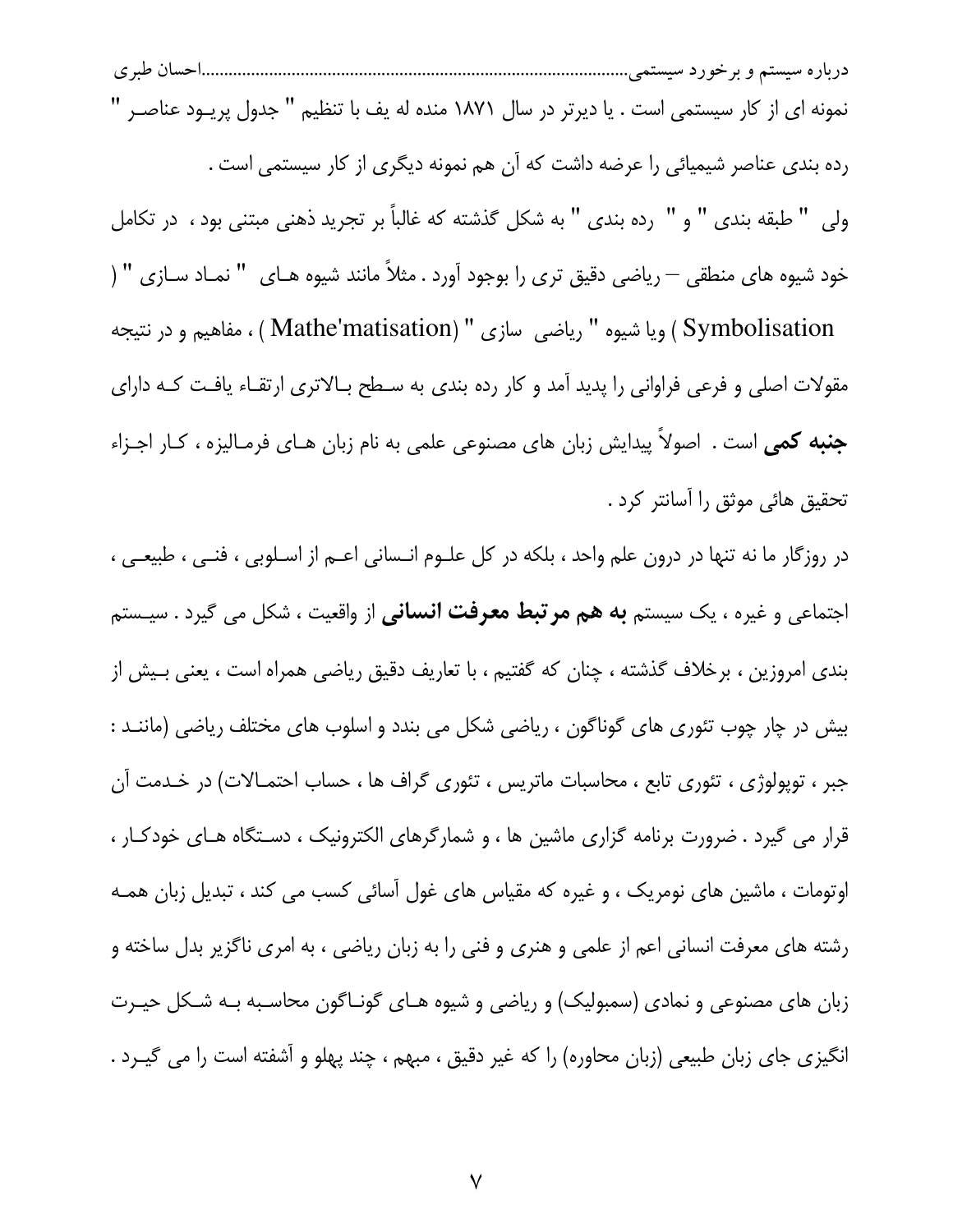نمونه ای از کار سیستمی است . یا دیرتر در سال ۱۸۷۱ منده له یف با تنظیم " جدول پریـود عناصـر " رده بندی عناصر شیمیائی را عرضه داشت که آن هم نمونه دیگری از کار سیستمی است .

ولی " طبقه بندی " و " رده بندی " به شکل گذشته که غالباً بر تجرید ذهنی مبتنی بود ، در تکامل خود شیوه های منطقی – ریاضی دقیق تری را بوجود آورد . مثلاً مانند شیوه هـای " نمـاد سـازی " ( Symbolisation ) ویا شیوه " ریاضی سازی " (Mathe'matisation ) ، مفاهیم و در نتیجه مقولات اصلی و فرعی فراوانی را پدید آمد و کار رده بندی به سـطح بـالاتری ارتقـاء یافـت کـه دارای **جنبه کمی** است . اصولاً پیدایش زبان های مصنوعی علمی به نام زبان هـای فرمـالیزه ، کـار اجـزاء تحقیق هائی موثق را آسانتر کرد .

در روزگار ما نه تنها در درون علم واحد ، بلکه در کل علـوم انـسانی اعـم از اسـلوبی ، فنـی ، طبیعـی ، اجتماعی و غیره ، یک سیستم **به هم مرتبط معرفت انسانی** از واقعیت ، شکل می گیرد . سیـستم بندی امروزین ، برخلاف گذشته ، چنان که گفتیم ، با تعاریف دقیق ریاضی همراه است ، یعنی بـیش از بیش در چار چوب تئوری های گوناگون ، ریاضی شکل می بندد و اسلوب های مختلف ریاضی (ماننـد : جبر ، توپولوژی ، تئوری تابع ، محاسبات ماتریس ، تئوری گراف ها ، حساب احتمـالات) در خـدمت آن قرار می گیرد . ضرورت برنامه گزاری ماشین ها ، و شمارگرهای الکترونیک ، دسـتگاه هـای خودکـار ، اوتومات ، ماشین های نومریک ، و غیره که مقیاس های غول آسائی کسب می کند ، تبدیل زبان همـه رشته های معرفت انسانی اعم از علمی و هنری و فنی را به زبان ریاضی ، به امری ناگزیر بدل ساخته و زبان های مصنوعی و نمادی (سمبولیک) و ریاضی و شیوه هـای گونـاگون محاسـبه بـه شـکل حیـرت انگیزی جای زبان طبیعی (زبان محاوره) را که غیر دقیق ، مبهم ، چند پهلو و آشفته است را می گیـرد .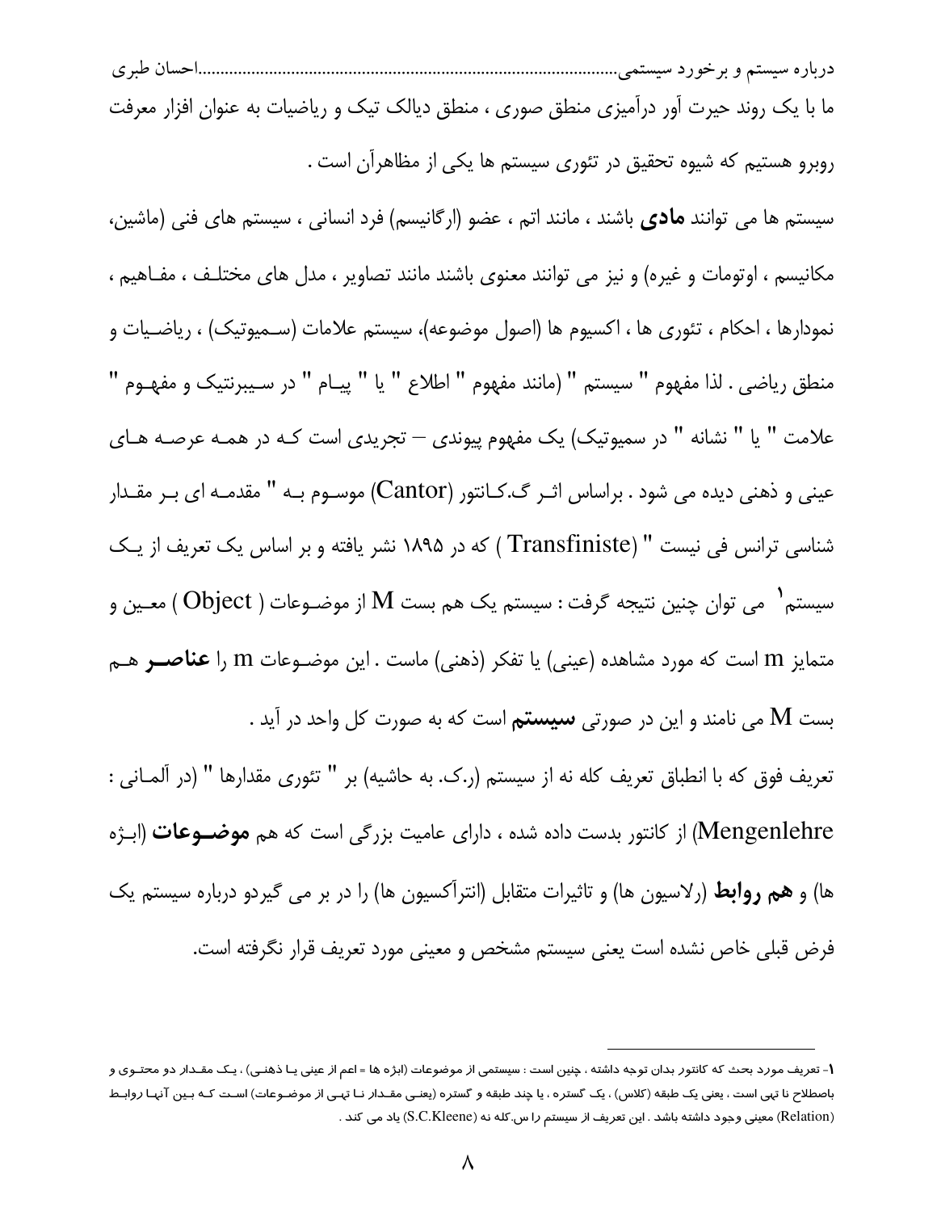ما با یک روند حیرت آور درآمیزی منطق صوری ، منطق دیالک تیک و ریاضیات به عنوان افزار معرفت روبرو هستیم که شیوه تحقیق در تئوری سیستم ها یکی از مظاهرآن است .

سیستم ها می توانند **مادی** باشند ، مانند اتم ، عضو (ارگانیسم) فرد انسانی ، سیستم های فنی (ماشین، مکانیسم ، اوتومات و غیره) و نیز می توانند معنوی باشند مانند تصاویر ، مدل های مختلف ، مفاهیم ، نمودارها ، احکام ، تئوری ها ، اکسیوم ها (اصول موضوعه)، سیستم علامات (سمیوتیک) ، ریاضیات و منطق ریاضی . لذا مفهوم " سیستم " (مانند مفهوم " اطلاع " یا " پیام " در سیبرنتیک و مفهوم " علامت " یا " نشانه " در سمیوتیک) یک مفهوم پیوندی – تجریدی است که در همه عرصه های عینی و ذهنی دیده می شود . براساس اثر گ.کانتور (Cantor) موسوم به " مقدمه ای بر مقدار شناسی ترانس فی نیست " (Transfiniste ) که در ۱۸۹۵ نشر یافته و بر اساس یک تعریف از یک سیستم[۱] می توان چنین نتیجه گرفت : سیستم یک هم بست M از موضوعات ( Object ) معین و متمایز m است که مورد مشاهده (عینی) یا تفکر (ذهنی) ماست . این موضوعات m را **عناصر** هم بست M می نامند و این در صورتی **سیستم** است که به صورت کل واحد در آید .

تعریف فوق که با انطباق تعریف کله نه از سیستم (ر.ک. به حاشیه) بر " تئوری مقدارها " (در آلمانی : Mengenlehre) از کانتور بدست داده شده ، دارای عامیت بزرگی است که هم **موضوعات** (ابژه ها) و **هم روابط** (رلاسیون ها) و تاثیرات متقابل (انتراکسیون ها) را در بر می گیردو درباره سیستم یک فرض قبلی خاص نشده است یعنی سیستم مشخص و معینی مورد تعریف قرار نگرفته است.

---

۱- تعریف مورد بحث که کانتور بدان توجه داشته ، چنین است : سیستمی از موضوعات (ابژه ها = اعم از عینی یا ذهنی) ، یک مقدار دو محتوی و باصطلاح نا تهی است ، یعنی یک طبقه (کلاس) ، یک گستره ، یا چند طبقه و گستره (یعنی مقدار نا تهی از موضوعات) است که بین آنها روابط (Relation) معینی وجود داشته باشد . این تعریف از سیستم را س.کله نه (S.C.Kleene) یاد می کند .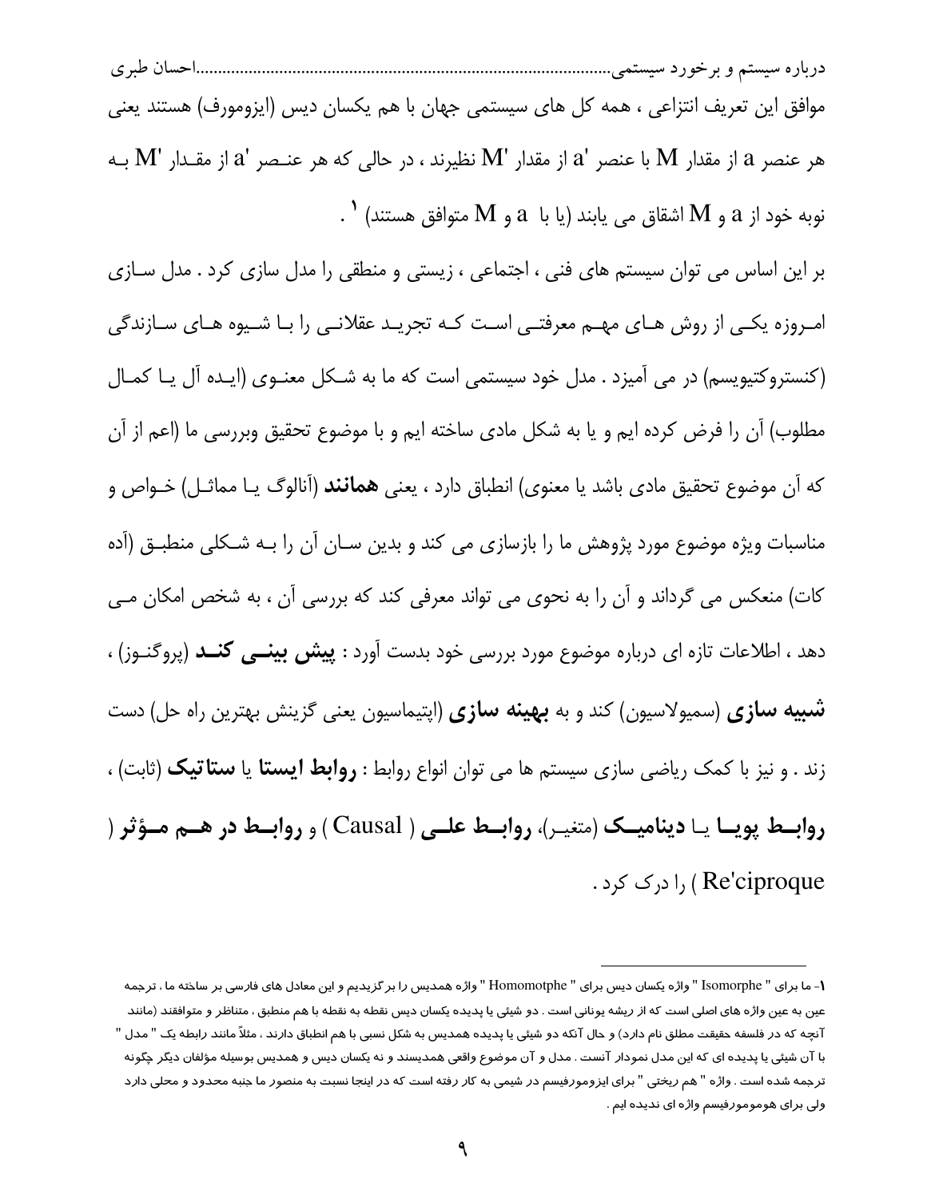موافق این تعریف انتزاعی ، همه کل های سیستمی جهان با هم یکسان دیس (ایزومورف) هستند یعنی هر عنصر a از مقدار M با عنصر 'a از مقدار 'M نظیرند ، در حالی که هر عنصر 'a از مقدار 'M به نوبه خود از a و M اشتقاق می یابند (یا با a و M متوافق هستند) [۱] .

بر این اساس می توان سیستم های فنی ، اجتماعی ، زیستی و منطقی را مدل سازی کرد . مدل سازی امروزه یکی از روش های مهم معرفتی است که تجرید عقلانی را با شیوه های سازندگی (کنستروکتیویسم) در می آمیزد . مدل خود سیستمی است که ما به شکل معنوی (ایده آل یا کمال مطلوب) آن را فرض کرده ایم و یا به شکل مادی ساخته ایم و با موضوع تحقیق وبررسی ما (اعم از آن که آن موضوع تحقیق مادی باشد یا معنوی) انطباق دارد ، یعنی **همانند** (آنالوگ یا مماثل) خواص و مناسبات ویژه موضوع مورد پژوهش ما را بازسازی می کند و بدین سان آن را به شکلی منطبق (آده کات) منعکس می گرداند و آن را به نحوی می تواند معرفی کند که بررسی آن ، به شخص امکان می دهد ، اطلاعات تازه ای درباره موضوع مورد بررسی خود بدست آورد : **پیش بینی کند** (پروگنوز) ، **شبیه سازی** (سمیولاسیون) کند و به **بهینه سازی** (اپتیماسیون یعنی گزینش بهترین راه حل) دست زند . و نیز با کمک ریاضی سازی سیستم ها می توان انواع روابط : **روابط ایستا** یا **ستاتیک** (ثابت) ، **روابط پویا** یا **دینامیک** (متغیر)، **روابط علی** ( Causal ) و **روابط در هم مؤثر** ( Re'ciproque ) را درک کرد .

---

۱- ما برای " Isomorphe " واژه یکسان دیس برای " Homomotphe " واژه همدیس را برگزیدیم و این معادل های فارسی بر ساخته ما ، ترجمه عین به عین واژه های اصلی است که از ریشه یونانی است . دو شیئی یا پدیده یکسان دیس نقطه به نقطه با هم منطبق ، متناظر و متوافقند (مانند آنچه که در فلسفه حقیقت مطلق نام دارد) و حال آنکه دو شیئی یا پدیده همدیس به شکل نسبی با هم انطباق دارند ، مثلاً مانند رابطه یک " مدل " با آن شیئی یا پدیده ای که این مدل نمودار آنست . مدل و آن موضوع واقعی همدیسند و نه یکسان دیس و همدیس بوسیله مؤلفان دیگر چگونه ترجمه شده است . واژه " هم ریختی " برای ایزومورفیسم در شیمی به کار رفته است که در اینجا نسبت به منصور ما جنبه محدود و محلی دارد ولی برای هومومورفیسم واژه ای ندیده ایم .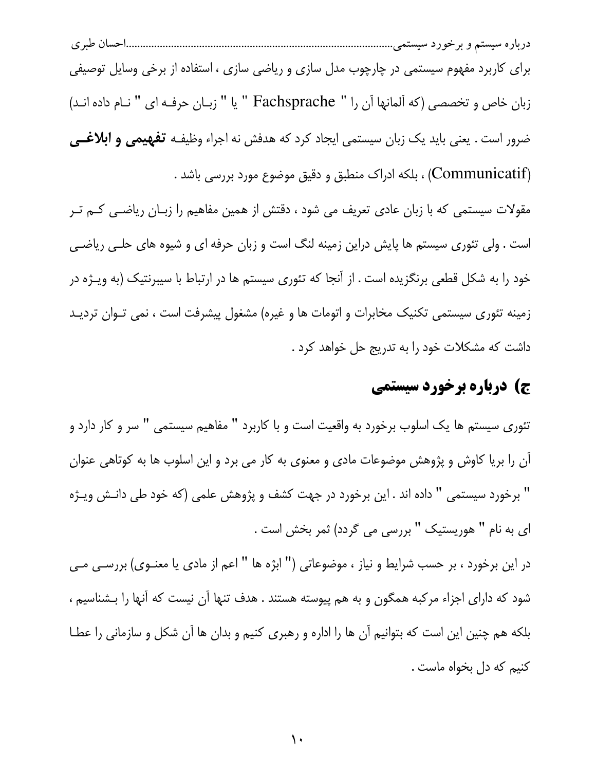برای کاربرد مفهوم سیستمی در چارچوب مدل سازی و ریاضی سازی ، استفاده از برخی وسایل توصیفی زبان خاص و تخصصی (که آلمانها آن را " Fachsprache " یا " زبـان حرفـه ای " نـام داده انـد) ضرور است . یعنی باید یک زبان سیستمی ایجاد کرد که هدفش نه اجراء وظیفـه **تفهیمی و ابلاغـی** (Communicatif) ، بلکه ادراک منطبق و دقیق موضوع مورد بررسی باشد .

مقولات سیستمی که با زبان عادی تعریف می شود ، دقتش از همین مفاهیم را زبـان ریاضـی کـم تـر است . ولی تئوری سیستم ها پایش دراین زمینه لنگ است و زبان حرفه ای و شیوه های حلـی ریاضـی خود را به شکل قطعی برنگزیده است . از آنجا که تئوری سیستم ها در ارتباط با سیبرنتیک (به ویـژه در زمینه تئوری سیستمی تکنیک مخابرات و اتومات ها و غیره) مشغول پیشرفت است ، نمی تـوان تردیـد داشت که مشکلات خود را به تدریج حل خواهد کرد .

## ج) درباره برخورد سیستمی

تئوری سیستم ها یک اسلوب برخورد به واقعیت است و با کاربرد " مفاهیم سیستمی " سر و کار دارد و آن را بریا کاوش و پژوهش موضوعات مادی و معنوی به کار می برد و این اسلوب ها به کوتاهی عنوان " برخورد سیستمی " داده اند . این برخورد در جهت کشف و پژوهش علمی (که خود طی دانـش ویـژه ای به نام " هوریستیک " بررسی می گردد) ثمر بخش است .

در این برخورد ، بر حسب شرایط و نیاز ، موضوعاتی (" ابژه ها " اعم از مادی یا معنـوی) بررسـی مـی شود که دارای اجزاء مرکبه همگون و به هم پیوسته هستند . هدف تنها آن نیست که آنها را بـشناسیم ، بلکه هم چنین این است که بتوانیم آن ها را اداره و رهبری کنیم و بدان ها آن شکل و سازمانی را عطـا کنیم که دل بخواه ماست .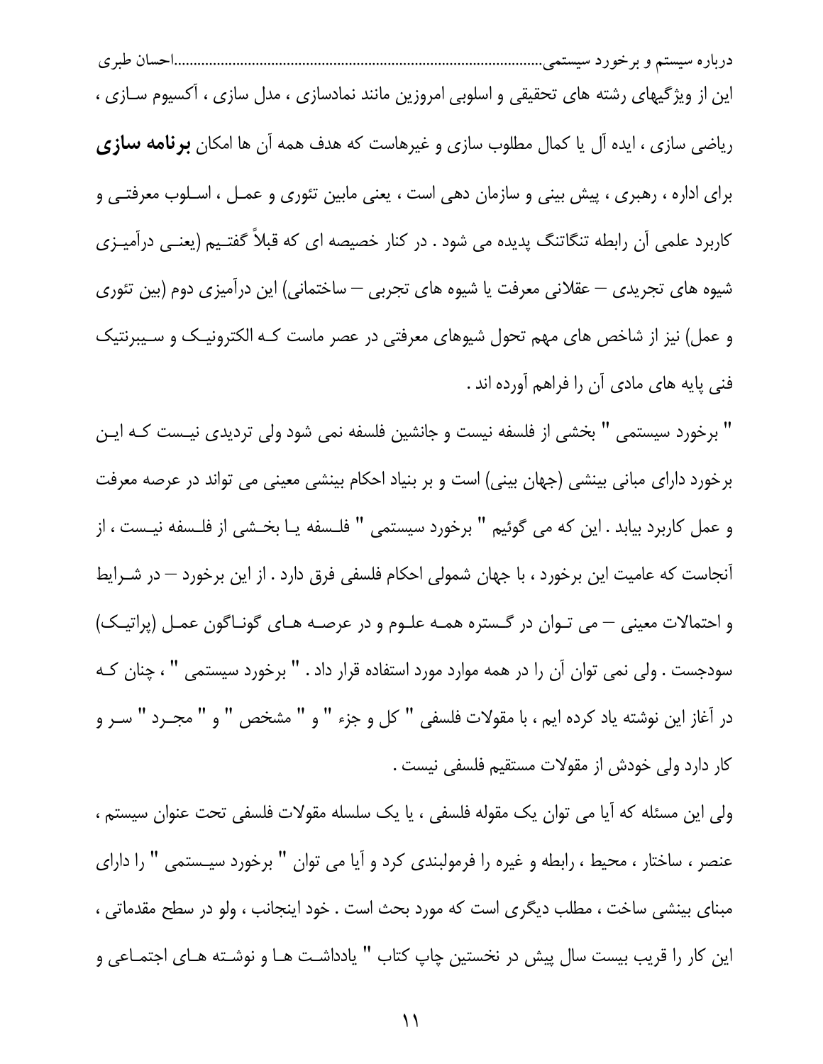این از ویژگیهای رشته های تحقیقی و اسلوبی امروزین مانند نمادسازی ، مدل سازی ، آکسیوم سازی ، ریاضی سازی ، ایده آل یا کمال مطلوب سازی و غیرهاست که هدف همه آن ها امکان **برنامه سازی** برای اداره ، رهبری ، پیش بینی و سازمان دهی است ، یعنی مابین تئوری و عمل ، اسلوب معرفتی و کاربرد علمی آن رابطه تنگاتنگ پدیده می شود . در کنار خصیصه ای که قبلاً گفتیم (یعنی درآمیزی شیوه های تجریدی – عقلانی معرفت یا شیوه های تجربی – ساختمانی) این درآمیزی دوم (بین تئوری و عمل) نیز از شاخص های مهم تحول شیوهای معرفتی در عصر ماست که الکترونیک و سیبرنتیک فنی پایه های مادی آن را فراهم آورده اند .

" برخورد سیستمی " بخشی از فلسفه نیست و جانشین فلسفه نمی شود ولی تردیدی نیست که این برخورد دارای مبانی بینشی (جهان بینی) است و بر بنیاد احکام بینشی معینی می تواند در عرصه معرفت و عمل کاربرد بیابد . این که می گوئیم " برخورد سیستمی " فلسفه یا بخشی از فلسفه نیست ، از آنجاست که عامیت این برخورد ، با جهان شمولی احکام فلسفی فرق دارد . از این برخورد – در شرایط و احتمالات معینی – می توان در گستره همه علوم و در عرصه های گوناگون عمل (پراتیک) سودجست . ولی نمی توان آن را در همه موارد مورد استفاده قرار داد . " برخورد سیستمی " ، چنان که در آغاز این نوشته یاد کرده ایم ، با مقولات فلسفی " کل و جزء " و " مشخص " و " مجرد " سر و کار دارد ولی خودش از مقولات مستقیم فلسفی نیست .

ولی این مسئله که آیا می توان یک مقوله فلسفی ، یا یک سلسله مقولات فلسفی تحت عنوان سیستم ، عنصر ، ساختار ، محیط ، رابطه و غیره را فرمولبندی کرد و آیا می توان " برخورد سیستمی " را دارای مبنای بینشی ساخت ، مطلب دیگری است که مورد بحث است . خود اینجانب ، ولو در سطح مقدماتی ، این کار را قریب بیست سال پیش در نخستین چاپ کتاب " یادداشت ها و نوشته های اجتماعی و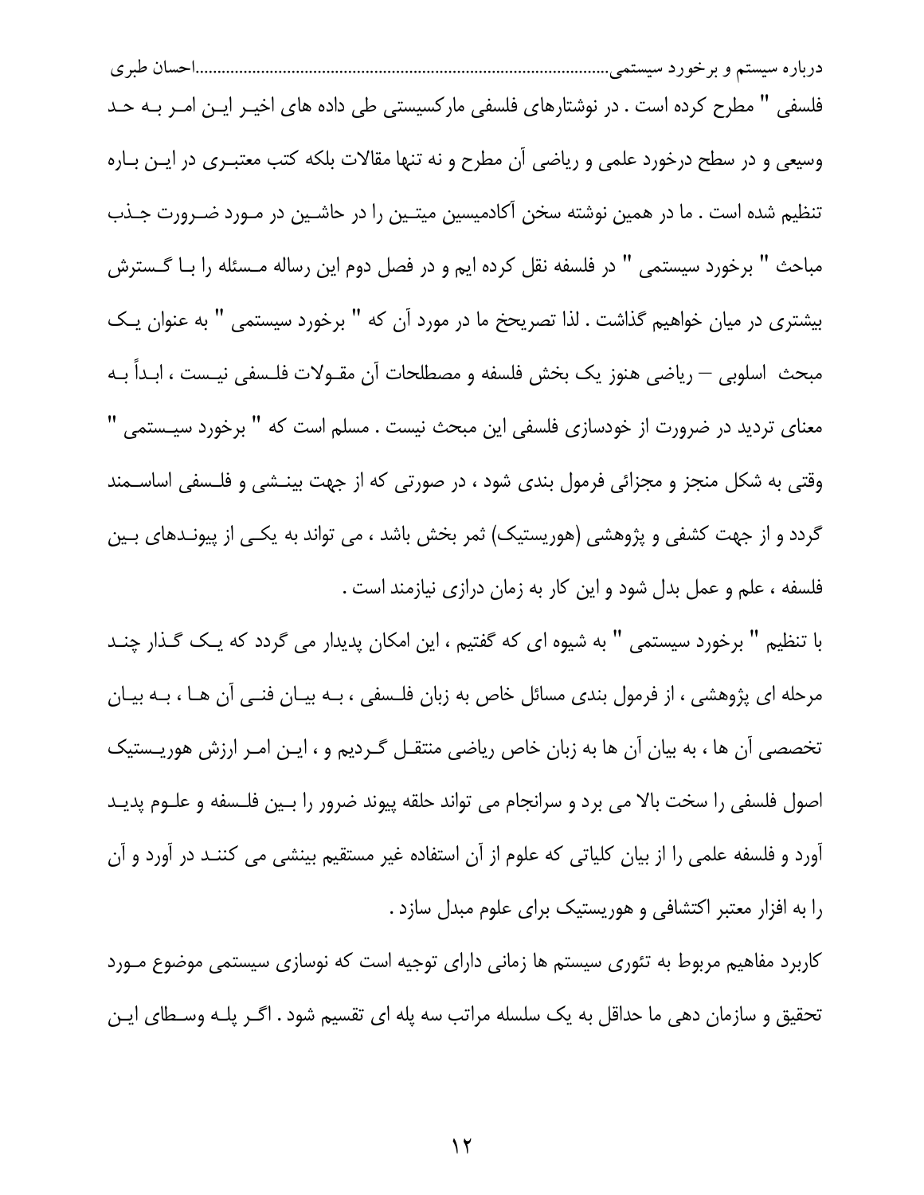فلسفی " مطرح کرده است . در نوشتارهای فلسفی مارکسیستی طی داده های اخیر این امر به حد وسیعی و در سطح درخورد علمی و ریاضی آن مطرح و نه تنها مقالات بلکه کتب معتبری در این باره تنظیم شده است . ما در همین نوشته سخن آکادمیسین میتین را در حاشین در مورد ضرورت جذب مباحث " برخورد سیستمی " در فلسفه نقل کرده ایم و در فصل دوم این رساله مسئله را با گسترش بیشتری در میان خواهیم گذاشت . لذا تصریحخ ما در مورد آن که " برخورد سیستمی " به عنوان یک مبحث اسلوبی – ریاضی هنوز یک بخش فلسفه و مصطلحات آن مقولات فلسفی نیست ، ابداً به معنای تردید در ضرورت از خودسازی فلسفی این مبحث نیست . مسلم است که " برخورد سیستمی " وقتی به شکل منجز و مجزائی فرمول بندی شود ، در صورتی که از جهت بینشی و فلسفی اساسمند گردد و از جهت کشفی و پژوهشی (هوریستیک) ثمر بخش باشد ، می تواند به یکی از پیوندهای بین فلسفه ، علم و عمل بدل شود و این کار به زمان درازی نیازمند است .

با تنظیم " برخورد سیستمی " به شیوه ای که گفتیم ، این امکان پدیدار می گردد که یک گذار چند مرحله ای پژوهشی ، از فرمول بندی مسائل خاص به زبان فلسفی ، به بیان فنی آن ها ، به بیان تخصصی آن ها ، به بیان آن ها به زبان خاص ریاضی منتقل گردیم و ، این امر ارزش هوریستیک اصول فلسفی را سخت بالا می برد و سرانجام می تواند حلقه پیوند ضرور را بین فلسفه و علوم پدید آورد و فلسفه علمی را از بیان کلیاتی که علوم از آن استفاده غیر مستقیم بینشی می کنند در آورد و آن را به افزار معتبر اکتشافی و هوریستیک برای علوم مبدل سازد .

کاربرد مفاهیم مربوط به تئوری سیستم ها زمانی دارای توجیه است که نوسازی سیستمی موضوع مورد تحقیق و سازمان دهی ما حداقل به یک سلسله مراتب سه پله ای تقسیم شود . اگر پله وسطای این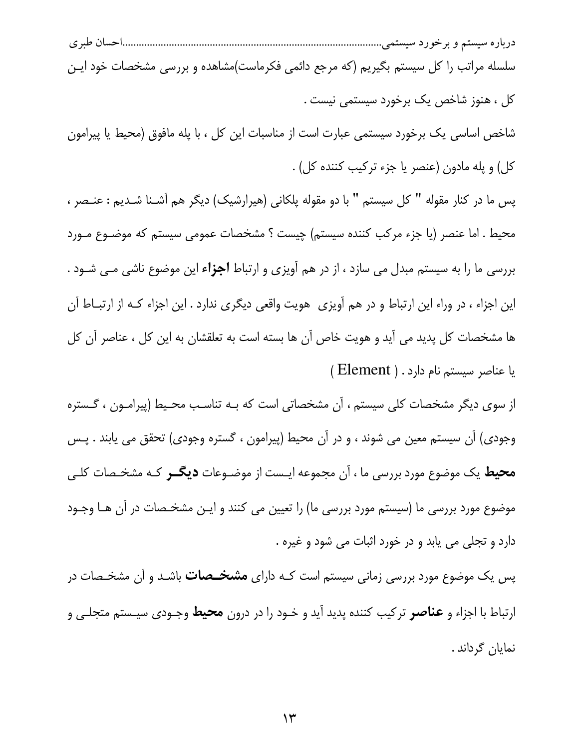سلسله مراتب را کل سیستم بگیریم (که مرجع دائمی فکرماست)مشاهده و بررسی مشخصات خود این کل ، هنوز شاخص یک برخورد سیستمی نیست .

شاخص اساسی یک برخورد سیستمی عبارت است از مناسبات این کل ، با پله مافوق (محیط یا پیرامون کل) و پله مادون (عنصر یا جزء ترکیب کننده کل) .

پس ما در کنار مقوله " کل سیستم " با دو مقوله پلکانی (هیرارشیک) دیگر هم آشنا شدیم : عنصر ، محیط . اما عنصر (یا جزء مرکب کننده سیستم) چیست ؟ مشخصات عمومی سیستم که موضوع مورد بررسی ما را به سیستم مبدل می سازد ، از در هم آویزی و ارتباط **اجزاء** این موضوع ناشی می شود . این اجزاء ، در وراء این ارتباط و در هم آویزی هویت واقعی دیگری ندارد . این اجزاء که از ارتباط آن ها مشخصات کل پدید می آید و هویت خاص آن ها بسته است به تعلقشان به این کل ، عناصر آن کل یا عناصر سیستم نام دارد . ( Element )

از سوی دیگر مشخصات کلی سیستم ، آن مشخصاتی است که به تناسب محیط (پیرامون ، گستره وجودی) آن سیستم معین می شوند ، و در آن محیط (پیرامون ، گستره وجودی) تحقق می یابند . پس **محیط** یک موضوع مورد بررسی ما ، آن مجموعه ایست از موضوعات **دیگر** که مشخصات کلی موضوع مورد بررسی ما (سیستم مورد بررسی ما) را تعیین می کنند و این مشخصات در آن ها وجود دارد و تجلی می یابد و در خورد اثبات می شود و غیره .

پس یک موضوع مورد بررسی زمانی سیستم است که دارای **مشخصات** باشد و آن مشخصات در ارتباط با اجزاء و **عناصر** ترکیب کننده پدید آید و خود را در درون **محیط** وجودی سیستم متجلی و نمایان گرداند .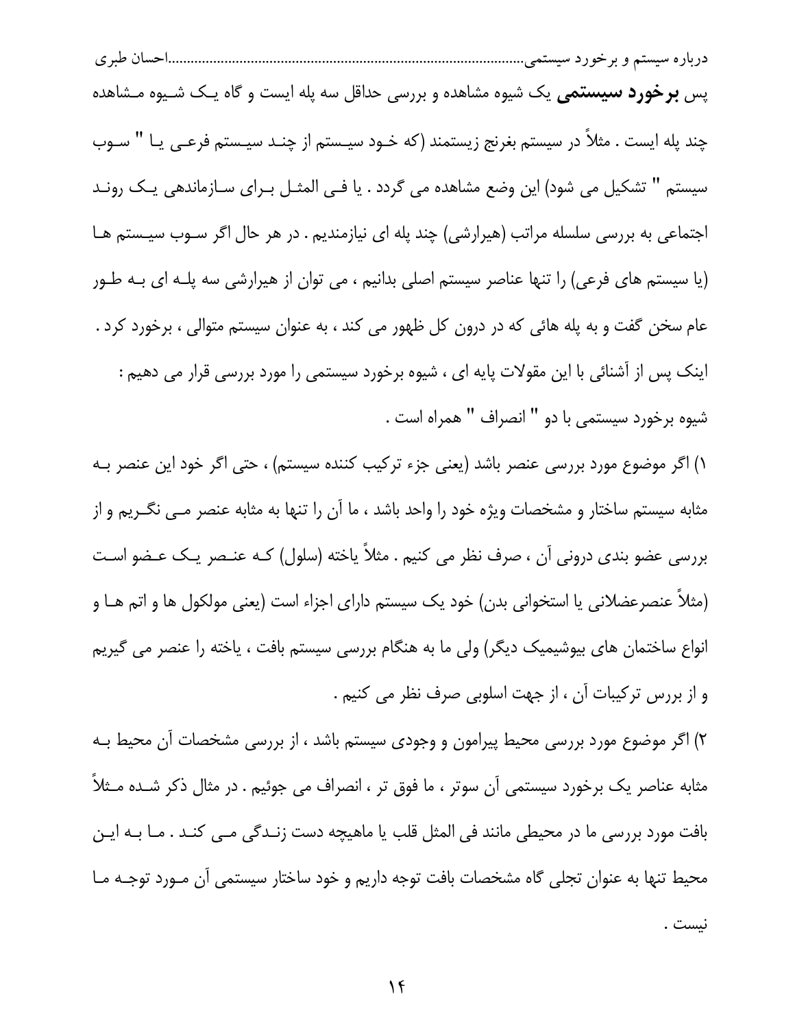پس **برخورد سیستمی** یک شیوه مشاهده و بررسی حداقل سه پله ایست و گاه یک شیوه مشاهده چند پله ایست . مثلاً در سیستم بغرنج زیستمند (که خود سیستم از چند سیستم فرعی یا " سوب سیستم " تشکیل می شود) این وضع مشاهده می گردد . یا فی المثل برای سازماندهی یک روند اجتماعی به بررسی سلسله مراتب (هیرارشی) چند پله ای نیازمندیم . در هر حال اگر سوب سیستم ها (یا سیستم های فرعی) را تنها عناصر سیستم اصلی بدانیم ، می توان از هیرارشی سه پله ای به طور عام سخن گفت و به پله هائی که در درون کل ظهور می کند ، به عنوان سیستم متوالی ، برخورد کرد .

اینک پس از آشنائی با این مقولات پایه ای ، شیوه برخورد سیستمی را مورد بررسی قرار می دهیم :

شیوه برخورد سیستمی با دو " انصراف " همراه است .

۱) اگر موضوع مورد بررسی عنصر باشد (یعنی جزء ترکیب کننده سیستم) ، حتی اگر خود این عنصر به مثابه سیستم ساختار و مشخصات ویژه خود را واحد باشد ، ما آن را تنها به مثابه عنصر می نگریم و از بررسی عضو بندی درونی آن ، صرف نظر می کنیم . مثلاً یاخته (سلول) که عنصر یک عضو است (مثلاً عنصرعضلانی یا استخوانی بدن) خود یک سیستم دارای اجزاء است (یعنی مولکول ها و اتم ها و انواع ساختمان های بیوشیمیک دیگر) ولی ما به هنگام بررسی سیستم بافت ، یاخته را عنصر می گیریم و از بررس ترکیبات آن ، از جهت اسلوبی صرف نظر می کنیم .

۲) اگر موضوع مورد بررسی محیط پیرامون و وجودی سیستم باشد ، از بررسی مشخصات آن محیط به مثابه عناصر یک برخورد سیستمی آن سوتر ، ما فوق تر ، انصراف می جوئیم . در مثال ذکر شده مثلاً بافت مورد بررسی ما در محیطی مانند فی المثل قلب یا ماهیچه دست زندگی می کند . ما به این محیط تنها به عنوان تجلی گاه مشخصات بافت توجه داریم و خود ساختار سیستمی آن مورد توجه ما نیست .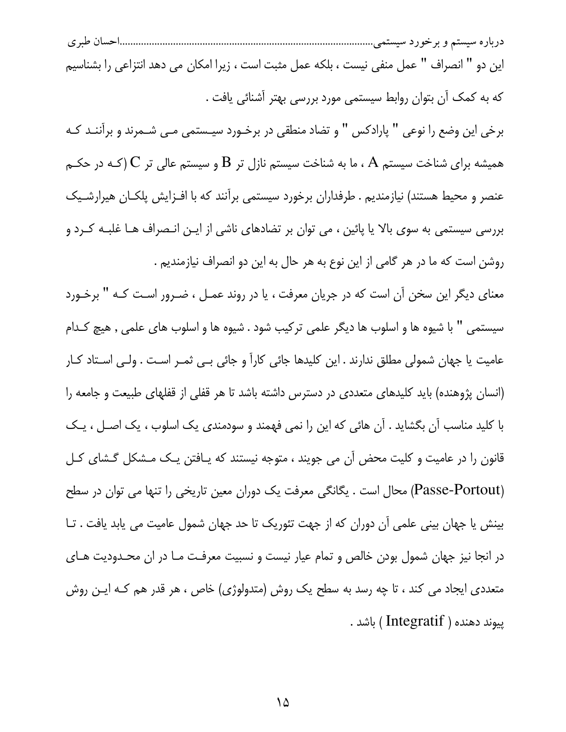این دو " انصراف " عمل منفی نیست ، بلکه عمل مثبت است ، زیرا امکان می دهد انتزاعی را بشناسیم که به کمک آن بتوان روابط سیستمی مورد بررسی بهتر آشنائی یافت .

برخی این وضع را نوعی " پارادکس " و تضاد منطقی در برخورد سیستمی می شمرند و برآنند که همیشه برای شناخت سیستم A ، ما به شناخت سیستم نازل تر B و سیستم عالی تر C (که در حکم عنصر و محیط هستند) نیازمندیم . طرفداران برخورد سیستمی برآنند که با افزایش پلکان هیرارشیک بررسی سیستمی به سوی بالا یا پائین ، می توان بر تضادهای ناشی از این انصراف ها غلبه کرد و روشن است که ما در هر گامی از این نوع به هر حال به این دو انصراف نیازمندیم .

معنای دیگر این سخن آن است که در جریان معرفت ، یا در روند عمل ، ضرور است که " برخورد سیستمی " با شیوه ها و اسلوب ها دیگر علمی ترکیب شود . شیوه ها و اسلوب های علمی , هیچ کدام عامیت یا جهان شمولی مطلق ندارند . این کلیدها جائی کاراً و جائی بی ثمر است . ولی استاد کار (انسان پژوهنده) باید کلیدهای متعددی در دسترس داشته باشد تا هر قفلی از قفلهای طبیعت و جامعه را با کلید مناسب آن بگشاید . آن هائی که این را نمی فهمند و سودمندی یک اسلوب ، یک اصل ، یک قانون را در عامیت و کلیت محض آن می جویند ، متوجه نیستند که یافتن یک مشکل گشای کل (Passe-Portout) محال است . یگانگی معرفت یک دوران معین تاریخی را تنها می توان در سطح بینش یا جهان بینی علمی آن دوران که از جهت تئوریک تا حد جهان شمول عامیت می یابد یافت . تا در انجا نیز جهان شمول بودن خالص و تمام عیار نیست و نسبیت معرفت ما در ان محدودیت های متعددی ایجاد می کند ، تا چه رسد به سطح یک روش (متدولوژی) خاص ، هر قدر هم که این روش پیوند دهنده ( Integratif ) باشد .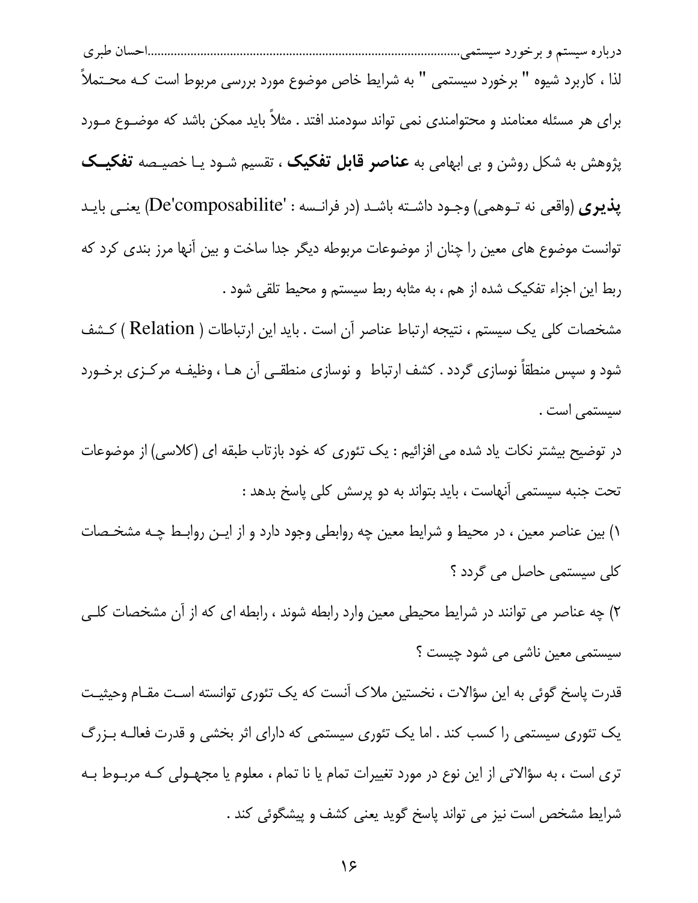لذا ، کاربرد شیوه " برخورد سیستمی " به شرایط خاص موضوع مورد بررسی مربوط است کـه محـتملاً برای هر مسئله معنامند و محتوامندی نمی تواند سودمند افتد . مثلاً باید ممکن باشد که موضـوع مـورد پژوهش به شکل روشن و بی ابهامی به **عناصر قابل تفکیک** ، تقسیم شـود یـا خصیـصه **تفکیـک پذیری** (واقعی نه تـوهمی) وجـود داشـته باشـد (در فرانـسه : 'De'composabilite') یعنـی بایـد توانست موضوع های معین را چنان از موضوعات مربوطه دیگر جدا ساخت و بین آنها مرز بندی کرد که ربط این اجزاء تفکیک شده از هم ، به مثابه ربط سیستم و محیط تلقی شود .

مشخصات کلی یک سیستم ، نتیجه ارتباط عناصر آن است . باید این ارتباطات ( Relation ) کـشف شود و سپس منطقاً نوسازی گردد . کشف ارتباط و نوسازی منطقـی آن هـا ، وظیفـه مرکـزی برخـورد سیستمی است .

در توضیح بیشتر نکات یاد شده می افزائیم : یک تئوری که خود بازتاب طبقه ای (کلاسی) از موضوعات تحت جنبه سیستمی آنهاست ، باید بتواند به دو پرسش کلی پاسخ بدهد :

۱) بین عناصر معین ، در محیط و شرایط معین چه روابطی وجود دارد و از ایـن روابـط چـه مشخـصات کلی سیستمی حاصل می گردد ؟

۲) چه عناصر می توانند در شرایط محیطی معین وارد رابطه شوند ، رابطه ای که از آن مشخصات کلـی سیستمی معین ناشی می شود چیست ؟

قدرت پاسخ گوئی به این سؤالات ، نخستین ملاک آنست که یک تئوری توانسته اسـت مقـام وحیثیـت یک تئوری سیستمی را کسب کند . اما یک تئوری سیستمی که دارای اثر بخشی و قدرت فعالـه بـزرگ تری است ، به سؤالاتی از این نوع در مورد تغییرات تمام یا نا تمام ، معلوم یا مجهـولی کـه مربـوط بـه شرایط مشخص است نیز می تواند پاسخ گوید یعنی کشف و پیشگوئی کند .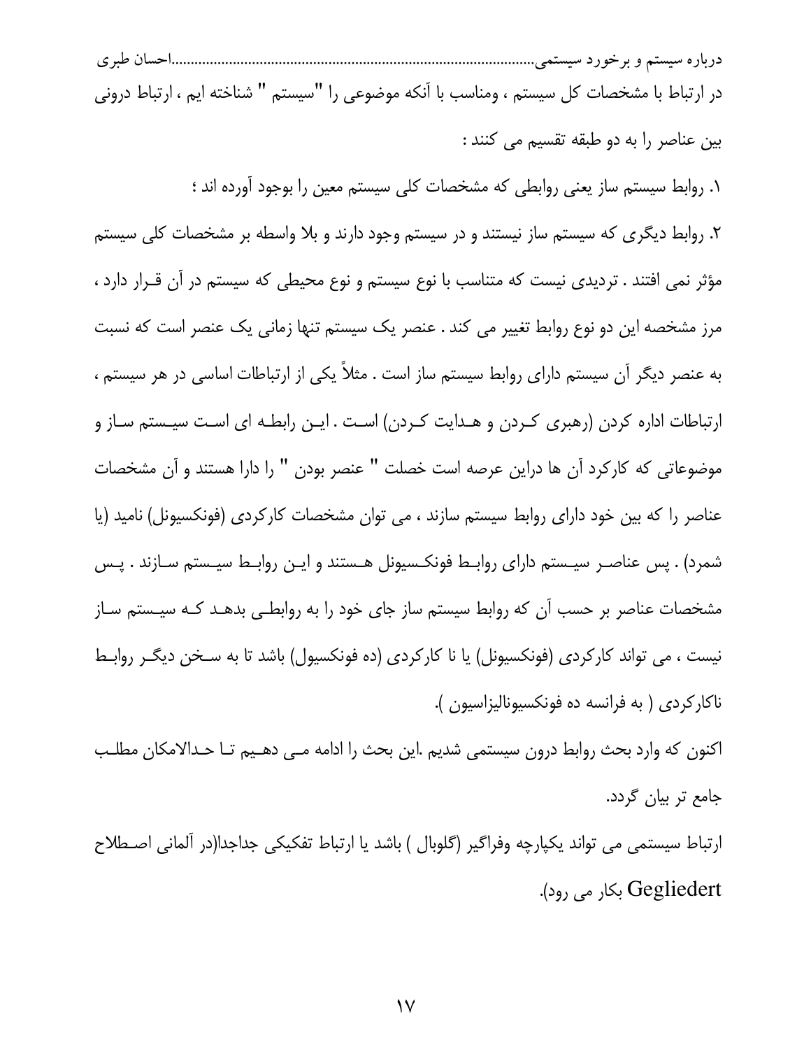در ارتباط با مشخصات کل سیستم ، ومناسب با آنکه موضوعی را "سیستم " شناخته ایم ، ارتباط درونی بین عناصر را به دو طبقه تقسیم می کنند :

۱. روابط سیستم ساز یعنی روابطی که مشخصات کلی سیستم معین را بوجود آورده اند ؛

۲. روابط دیگری که سیستم ساز نیستند و در سیستم وجود دارند و بلا واسطه بر مشخصات کلی سیستم مؤثر نمی افتند . تردیدی نیست که متناسب با نوع سیستم و نوع محیطی که سیستم در آن قرار دارد ، مرز مشخصه این دو نوع روابط تغییر می کند . عنصر یک سیستم تنها زمانی یک عنصر است که نسبت به عنصر دیگر آن سیستم دارای روابط سیستم ساز است . مثلاً یکی از ارتباطات اساسی در هر سیستم ، ارتباطات اداره کردن (رهبری کردن و هدایت کردن) است . این رابطه ای است سیستم ساز و موضوعاتی که کارکرد آن ها دراین عرصه است خصلت " عنصر بودن " را دارا هستند و آن مشخصات عناصر را که بین خود دارای روابط سیستم سازند ، می توان مشخصات کارکردی (فونکسیونل) نامید (یا شمرد) . پس عناصر سیستم دارای روابط فونکسیونل هستند و این روابط سیستم سازند . پس مشخصات عناصر بر حسب آن که روابط سیستم ساز جای خود را به روابطی بدهد که سیستم ساز نیست ، می تواند کارکردی (فونکسیونل) یا نا کارکردی (ده فونکسیول) باشد تا به سخن دیگر روابط ناکارکردی ( به فرانسه ده فونکسیونالیزاسیون ).

اکنون که وارد بحث روابط درون سیستمی شدیم .این بحث را ادامه می دهیم تا حدالامکان مطلب جامع تر بیان گردد.

ارتباط سیستمی می تواند یکپارچه وفراگیر (گلوبال ) باشد یا ارتباط تفکیکی جداجدا(در آلمانی اصطلاح Gegliedert بکار می رود).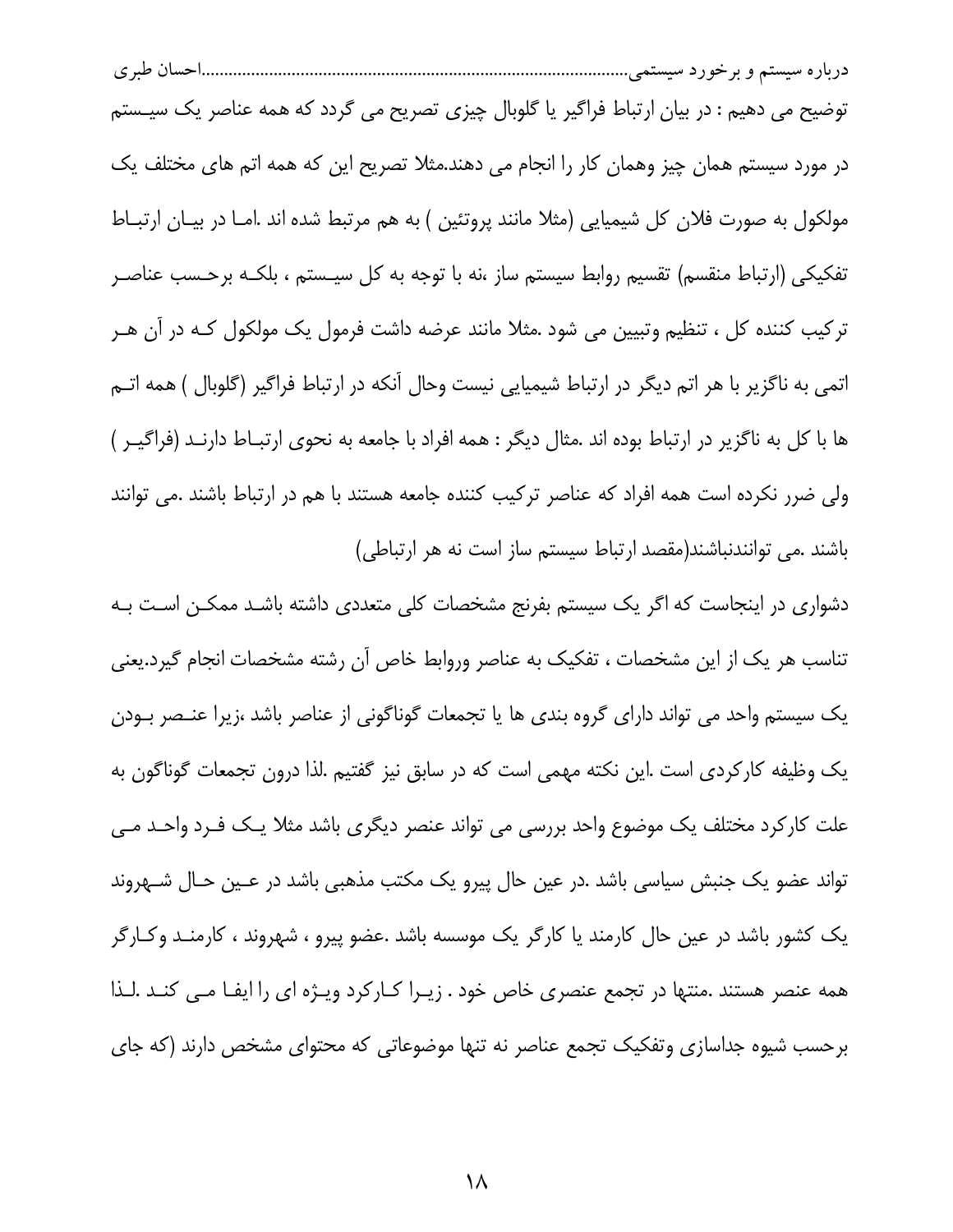توضیح می دهیم : در بیان ارتباط فراگیر یا گلوبال چیزی تصریح می گردد که همه عناصر یک سیستم در مورد سیستم همان چیز وهمان کار را انجام می دهند.مثلا تصریح این که همه اتم های مختلف یک مولکول به صورت فلان کل شیمیایی (مثلا مانند پروتئین ) به هم مرتبط شده اند .اما در بیان ارتباط تفکیکی (ارتباط منقسم) تقسیم روابط سیستم ساز ،نه با توجه به کل سیستم ، بلکه برحسب عناصر ترکیب کننده کل ، تنظیم وتبیین می شود .مثلا مانند عرضه داشت فرمول یک مولکول که در آن هر اتمی به ناگزیر با هر اتم دیگر در ارتباط شیمیایی نیست وحال آنکه در ارتباط فراگیر (گلوبال ) همه اتم ها با کل به ناگزیر در ارتباط بوده اند .مثال دیگر : همه افراد با جامعه به نحوی ارتباط دارند (فراگیر ) ولی ضرر نکرده است همه افراد که عناصر ترکیب کننده جامعه هستند با هم در ارتباط باشند .می توانند باشند .می توانندنباشند(مقصد ارتباط سیستم ساز است نه هر ارتباطی)

دشواری در اینجاست که اگر یک سیستم بفرنج مشخصات کلی متعددی داشته باشد ممکن است به تناسب هر یک از این مشخصات ، تفکیک به عناصر وروابط خاص آن رشته مشخصات انجام گیرد.یعنی یک سیستم واحد می تواند دارای گروه بندی ها یا تجمعات گوناگونی از عناصر باشد ،زیرا عنصر بودن یک وظیفه کارکردی است .این نکته مهمی است که در سابق نیز گفتیم .لذا درون تجمعات گوناگون به علت کارکرد مختلف یک موضوع واحد بررسی می تواند عنصر دیگری باشد مثلا یک فرد واحد می تواند عضو یک جنبش سیاسی باشد .در عین حال پیرو یک مکتب مذهبی باشد در عین حال شهروند یک کشور باشد در عین حال کارمند یا کارگر یک موسسه باشد .عضو پیرو ، شهروند ، کارمند وکارگر همه عنصر هستند .منتها در تجمع عنصری خاص خود . زیرا کارکرد ویژه ای را ایفا می کند .لذا برحسب شیوه جداسازی وتفکیک تجمع عناصر نه تنها موضوعاتی که محتوای مشخص دارند (که جای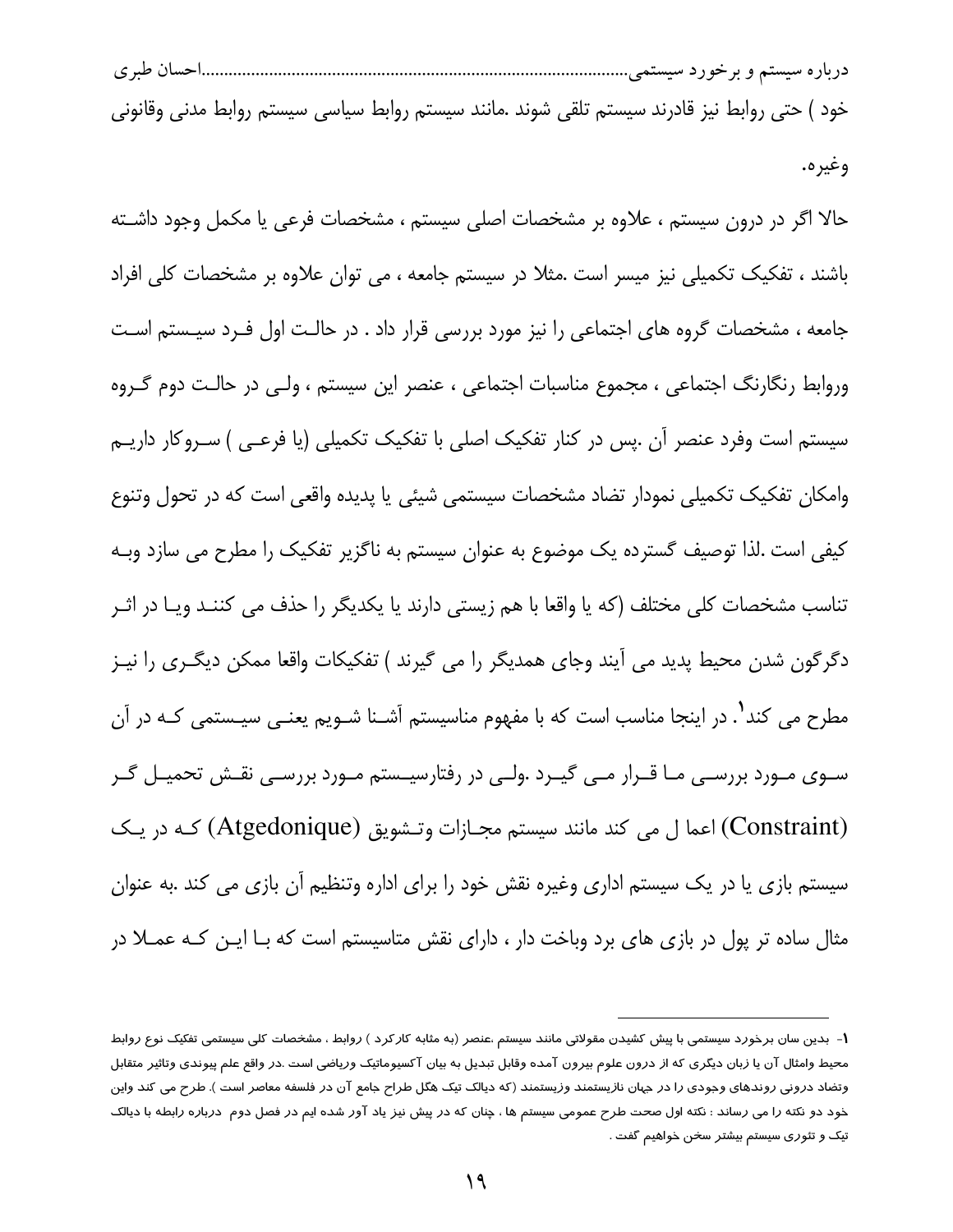خود ) حتی روابط نیز قادرند سیستم تلقی شوند .مانند سیستم روابط سیاسی سیستم روابط مدنی وقانونی وغیره.

حالا اگر در درون سیستم ، علاوه بر مشخصات اصلی سیستم ، مشخصات فرعی یا مکمل وجود داشته باشند ، تفکیک تکمیلی نیز میسر است .مثلا در سیستم جامعه ، می توان علاوه بر مشخصات کلی افراد جامعه ، مشخصات گروه های اجتماعی را نیز مورد بررسی قرار داد . در حالت اول فرد سیستم است وروابط رنگارنگ اجتماعی ، مجموع مناسبات اجتماعی ، عنصر این سیستم ، ولی در حالت دوم گروه سیستم است وفرد عنصر آن .پس در کنار تفکیک اصلی با تفکیک تکمیلی (یا فرعی ) سروکار داریم وامکان تفکیک تکمیلی نمودار تضاد مشخصات سیستمی شیئی یا پدیده واقعی است که در تحول وتنوع کیفی است .لذا توصیف گسترده یک موضوع به عنوان سیستم به ناگزیر تفکیک را مطرح می سازد وبه تناسب مشخصات کلی مختلف (که یا واقعا با هم زیستی دارند یا یکدیگر را حذف می کنند ویا در اثر دگرگون شدن محیط پدید می آیند وجای همدیگر را می گیرند ) تفکیکات واقعا ممکن دیگری را نیز مطرح می کند[1]. در اینجا مناسب است که با مفهوم متاسیستم آشنا شویم یعنی سیستمی که در آن سوی مورد بررسی ما قرار می گیرد .ولی در رفتارسیستم مورد بررسی نقش تحمیل گر (Constraint) اعما ل می کند مانند سیستم مجازات وتشویق (Atgedonique) که در یک سیستم بازی یا در یک سیستم اداری وغیره نقش خود را برای اداره وتنظیم آن بازی می کند .به عنوان مثال ساده تر پول در بازی های برد وباخت دار ، دارای نقش متاسیستم است که با این که عملا در

---

[1]- بدین سان برخورد سیستمی با پیش کشیدن مقولاتی مانند سیستم ،عنصر (به مثابه کارکرد ) روابط ، مشخصات کلی سیستمی تفکیک نوع روابط محیط وامثال آن یا زبان دیگری که از درون علوم بیرون آمده وقابل تبدیل به بیان آکسیوماتیک وریاضی است .در واقع علم پیوندی وتاثیر متقابل وتضاد درونی روندهای وجودی را در جهان نازیستمند وزیستمند (که دیالک تیک هگل طراح جامع آن در فلسفه معاصر است ). طرح می کند واین خود دو نکته را می رساند : نکته اول صحت طرح عمومی سیستم ها ، چنان که در پیش نیز یاد آور شده ایم در فصل دوم درباره رابطه با دیالک تیک و تئوری سیستم بیشتر سخن خواهیم گفت .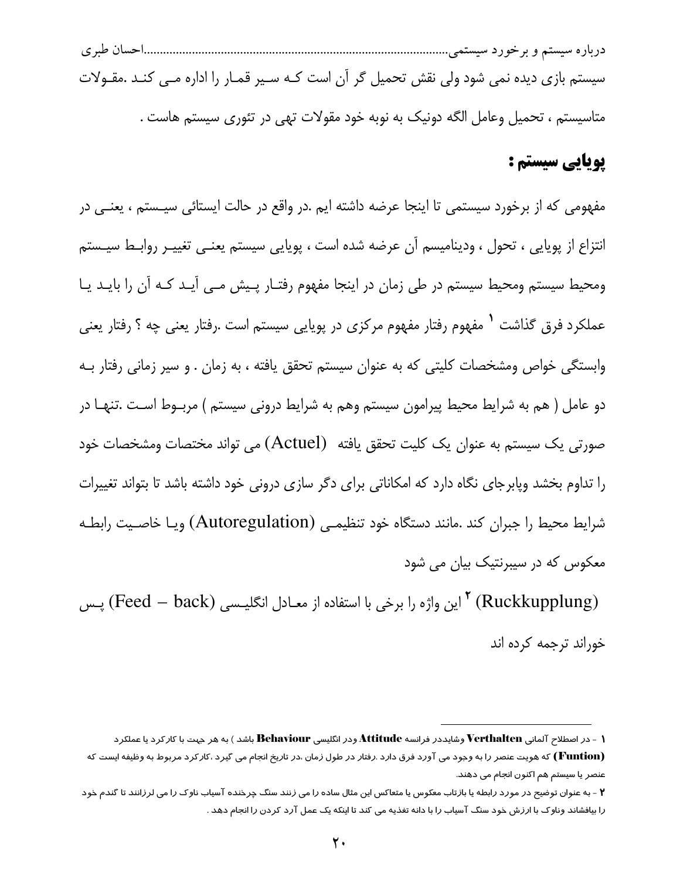سیستم بازی دیده نمی شود ولی نقش تحمیل گر آن است کـه سـیر قمـار را اداره مـی کنـد .مقـولات متاسیستم ، تحمیل وعامل الگه دونیک به نوبه خود مقولات تهی در تئوری سیستم هاست .

## پویایی سیستم :

مفهومی که از برخورد سیستمی تا اینجا عرضه داشته ایم .در واقع در حالت ایستائی سیـستم ، یعنـی در انتزاع از پویایی ، تحول ، ودینامیسم آن عرضه شده است ، پویایی سیستم یعنـی تغییـر روابـط سیـستم ومحیط سیستم ومحیط سیستم در طی زمان در اینجا مفهوم رفتـار پـیش مـی آیـد کـه آن را بایـد یـا عملکرد فرق گذاشت [1] مفهوم رفتار مفهوم مرکزی در پویایی سیستم است .رفتار یعنی چه ؟ رفتار یعنی وابستگی خواص ومشخصات کلیتی که به عنوان سیستم تحقق یافته ، به زمان . و سیر زمانی رفتار بـه دو عامل ( هم به شرایط محیط پیرامون سیستم وهم به شرایط درونی سیستم ) مربـوط اسـت .تنهـا در صورتی یک سیستم به عنوان یک کلیت تحقق یافته (Actuel) می تواند مختصات ومشخصات خود را تداوم بخشد وپابرجای نگاه دارد که امکاناتی برای دگر سازی درونی خود داشته باشد تا بتواند تغییرات شرایط محیط را جبران کند .مانند دستگاه خود تنظیمـی (Autoregulation) ویـا خاصـیت رابطـه معکوس که در سیبرنتیک بیان می شود

(Ruckkupplung) [2] این واژه را برخی با استفاده از معـادل انگلیـسی (Feed – back) پـس خوراند ترجمه کرده اند

---

[1] - در اصطلاح آلمانی **Verthalten** وشایددر فرانسه **Attitude** ودر انگلیسی **Behaviour** باشد ) به هر جهت با کارکرد یا عملکرد **(Funtion)** که هویت عنصر را به وجود می آورد فرق دارد .رفتار در طول زمان ،در تاریخ انجام می گیرد ،کارکرد مربوط به وظیفه ایست که عنصر یا سیستم هم اکنون انجام می دهند.

[2] - به عنوان توضیح در مورد رابطه یا بازتاب معکوس یا متعاکس این مثال ساده را می زنند سنگ چرخنده آسیاب ناوک را می لرزانند تا گندم خود را بیافشاند وناوک با ارزش خود سنگ آسیاب را با دانه تغذیه می کند تا اینکه یک عمل آرد کردن را انجام دهد .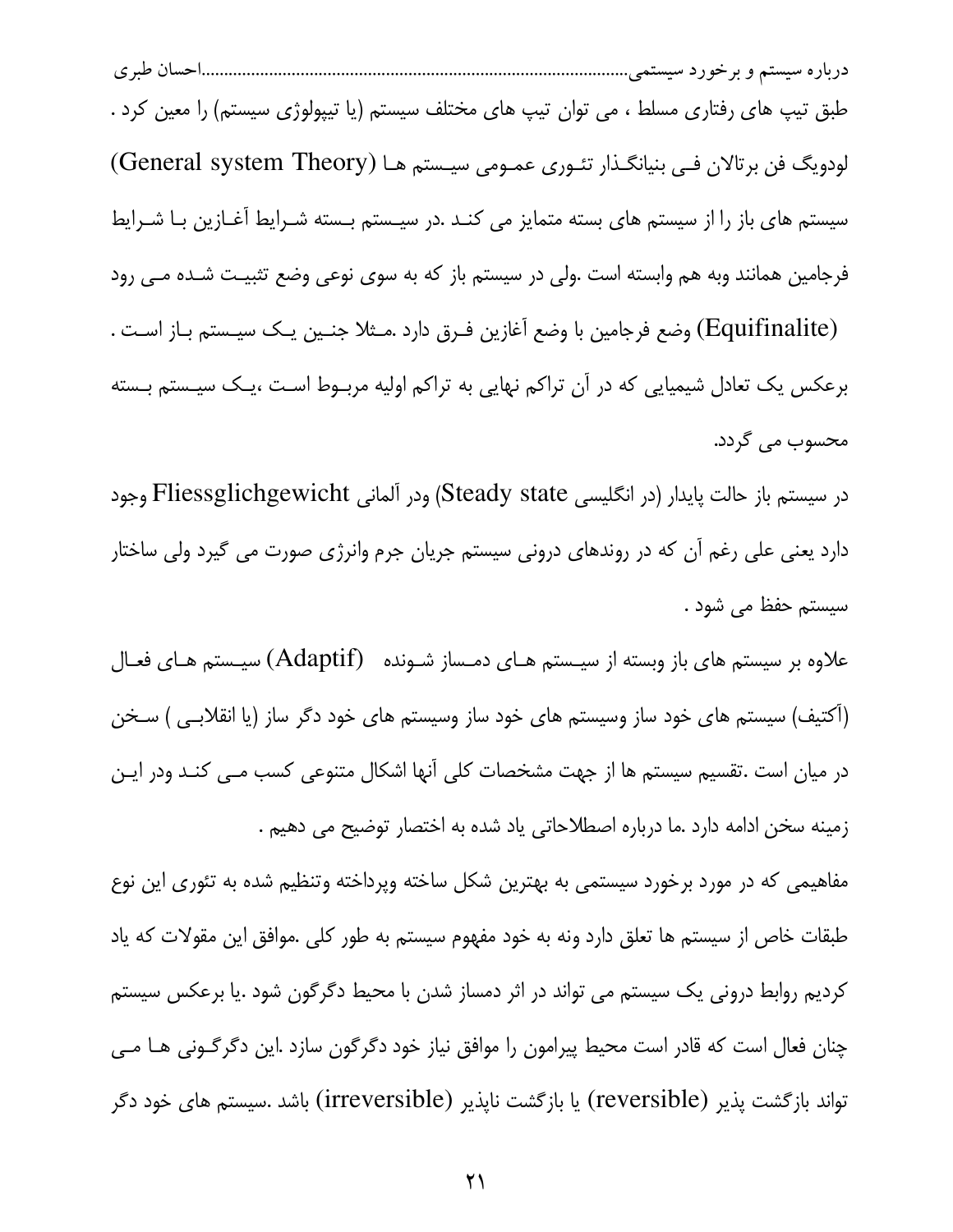طبق تیپ های رفتاری مسلط ، می توان تیپ های مختلف سیستم (یا تیپولوژی سیستم) را معین کرد . لودویگ فن برتالان فـی بنیانگـذار تئـوری عمـومی سیـستم هـا (General system Theory) سیستم های باز را از سیستم های بسته متمایز می کنـد .در سیـستم بـسته شـرایط آغـازین بـا شـرایط فرجامین همانند وبه هم وابسته است .ولی در سیستم باز که به سوی نوعی وضع تثبیـت شـده مـی رود (Equifinalite) وضع فرجامین با وضع آغازین فـرق دارد .مـثلا چنـین یـک سیـستم بـاز اسـت . برعکس یک تعادل شیمیایی که در آن تراکم نهایی به تراکم اولیه مربـوط اسـت ،یـک سیـستم بـسته محسوب می گردد.

در سیستم باز حالت پایدار (در انگلیسی Steady state) ودر آلمانی Fliessglichgewicht وجود دارد یعنی علی رغم آن که در روندهای درونی سیستم جریان جرم وانرژی صورت می گیرد ولی ساختار سیستم حفظ می شود .

علاوه بر سیستم های باز وبسته از سیـستم هـای دمـساز شـونده (Adaptif) سیـستم هـای فعـال (آکتیف) سیستم های خود ساز وسیستم های خود ساز وسیستم های خود دگر ساز (یا انقلابـی ) سـخن در میان است .تقسیم سیستم ها از جهت مشخصات کلی آنها اشکال متنوعی کسب مـی کنـد ودر ایـن زمینه سخن ادامه دارد .ما درباره اصطلاحاتی یاد شده به اختصار توضیح می دهیم .

مفاهیمی که در مورد برخورد سیستمی به بهترین شکل ساخته وپرداخته وتنظیم شده به تئوری این نوع طبقات خاص از سیستم ها تعلق دارد ونه به خود مفهوم سیستم به طور کلی .موافق این مقولات که یاد کردیم روابط درونی یک سیستم می تواند در اثر دمساز شدن با محیط دگرگون شود .یا برعکس سیستم چنان فعال است که قادر است محیط پیرامون را موافق نیاز خود دگرگون سازد .این دگرگـونی هـا مـی تواند بازگشت پذیر (reversible) یا بازگشت ناپذیر (irreversible) باشد .سیستم های خود دگر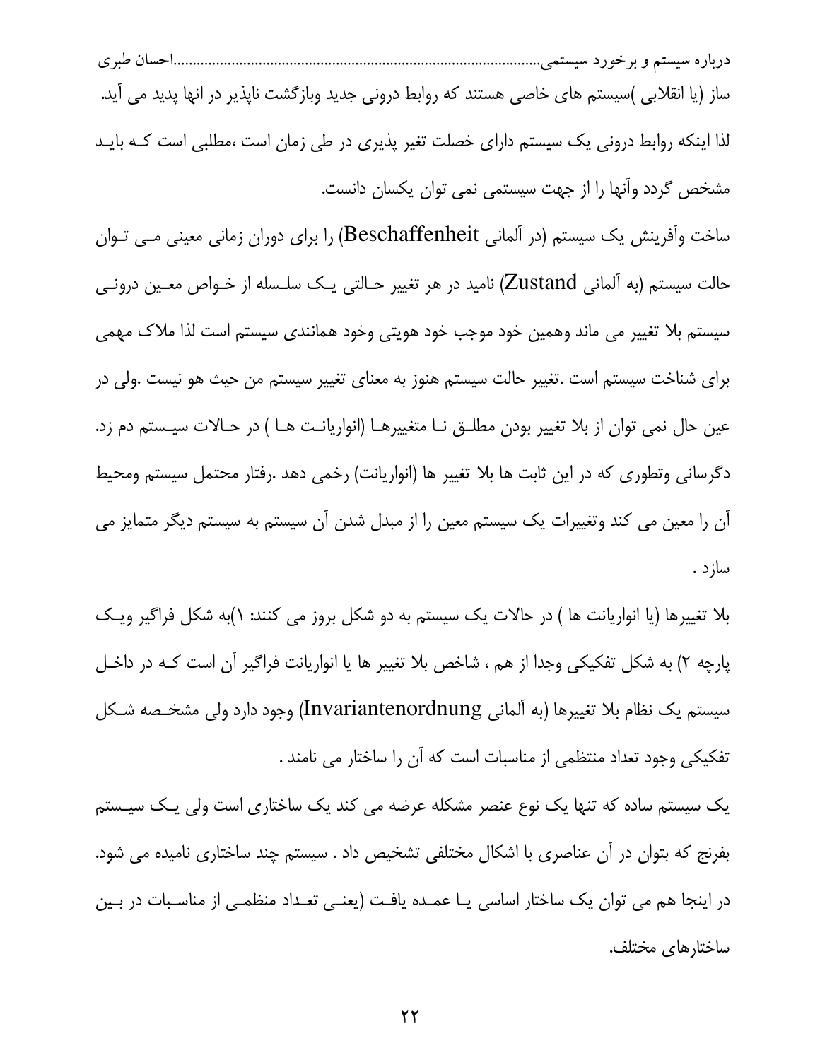ساز (یا انقلابی )سیستم های خاصی هستند که روابط درونی جدید وبازگشت ناپذیر در انها پدید می آید. لذا اینکه روابط درونی یک سیستم دارای خصلت تغیر پذیری در طی زمان است ،مطلبی است کـه بایـد مشخص گردد وآنها را از جهت سیستمی نمی توان یکسان دانست.

ساخت وآفرینش یک سیستم (در آلمانی Beschaffenheit) را برای دوران زمانی معینی مـی تـوان حالت سیستم (به آلمانی Zustand) نامید در هر تغییر حـالتی یـک سلـسله از خـواص معـین درونـی سیستم بلا تغییر می ماند وهمین خود موجب خود هویتی وخود همانندی سیستم است لذا ملاک مهمی برای شناخت سیستم است .تغییر حالت سیستم هنوز به معنای تغییر سیستم من حیث هو نیست .ولی در عین حال نمی توان از بلا تغییر بودن مطلـق نـا متغییرهـا (انواریانـت هـا ) در حـالات سیـستم دم زد. دگرسانی وتطوری که در این ثابت ها بلا تغییر ها (انواریانت) رخمی دهد .رفتار محتمل سیستم ومحیط آن را معین می کند وتغییرات یک سیستم معین را از مبدل شدن آن سیستم به سیستم دیگر متمایز می سازد .

بلا تغییرها (یا انواریانت ها ) در حالات یک سیستم به دو شکل بروز می کنند: ۱)به شکل فراگیر ویـک پارچه ۲) به شکل تفکیکی وجدا از هم ، شاخص بلا تغییر ها یا انواریانت فراگیر آن است کـه در داخـل سیستم یک نظام بلا تغییرها (به آلمانی Invariantenordnung) وجود دارد ولی مشخـصه شـکل تفکیکی وجود تعداد منتظمی از مناسبات است که آن را ساختار می نامند .

یک سیستم ساده که تنها یک نوع عنصر مشکله عرضه می کند یک ساختاری است ولی یـک سیـستم بغرنج که بتوان در آن عناصری با اشکال مختلفی تشخیص داد . سیستم چند ساختاری نامیده می شود. در اینجا هم می توان یک ساختار اساسی یـا عمـده یافـت (یعنـی تعـداد منظمـی از مناسـبات در بـین ساختارهای مختلف.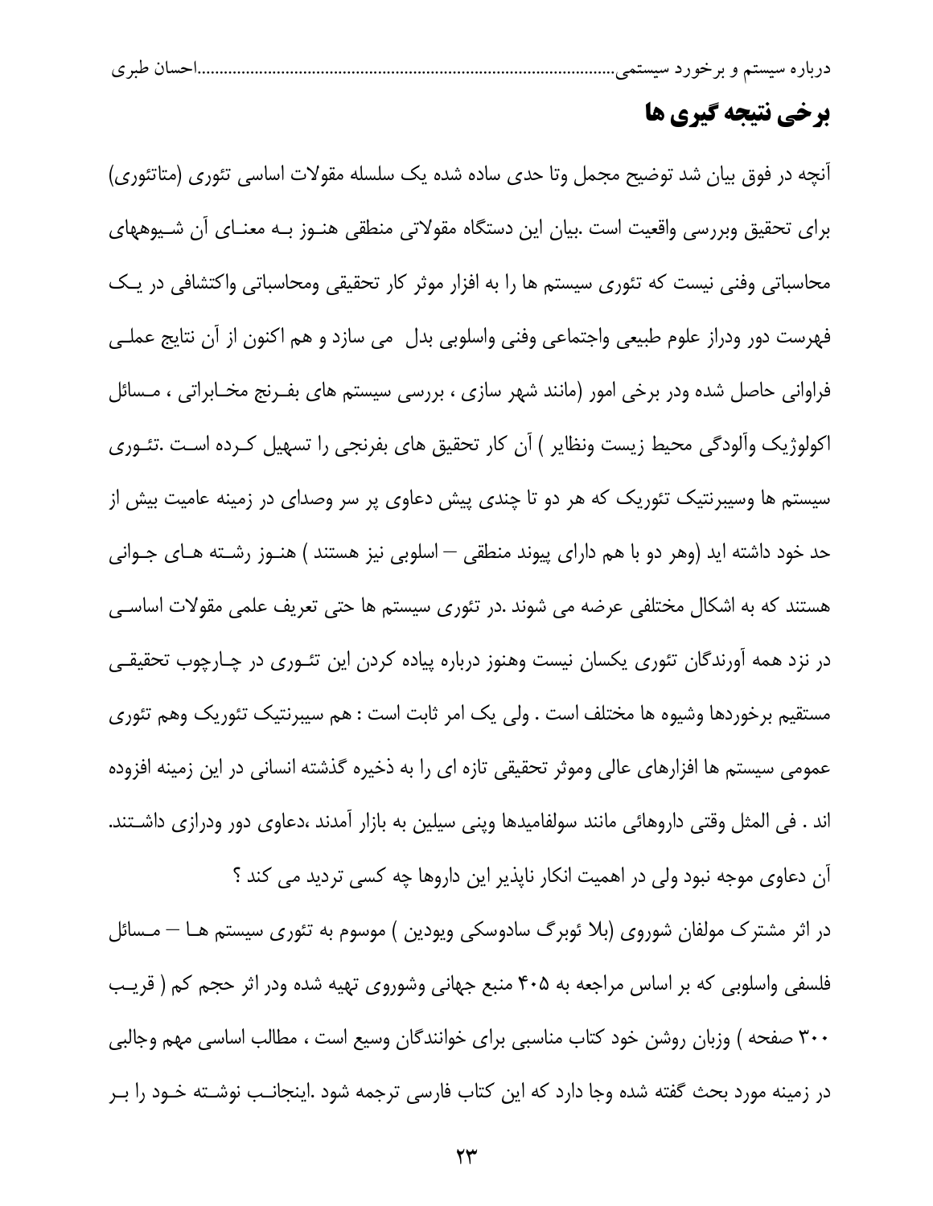## برخی نتیجه گیری ها

آنچه در فوق بیان شد توضیح مجمل وتا حدی ساده شده یک سلسله مقولات اساسی تئوری (متاتئوری) برای تحقیق وبررسی واقعیت است .بیان این دستگاه مقولاتی منطقی هنـوز بـه معنـای آن شـیوههای محاسباتی وفنی نیست که تئوری سیستم ها را به افزار موثر کار تحقیقی ومحاسباتی واکتشافی در یـک فهرست دور ودراز علوم طبیعی واجتماعی وفنی واسلوبی بدل می سازد و هم اکنون از آن نتایج عملـی فراوانی حاصل شده ودر برخی امور (مانند شهر سازی ، بررسی سیستم های بفـرنج مخـابراتی ، مـسائل اکولوژیک وآلودگی محیط زیست ونظایر ) آن کار تحقیق های بفرنجی را تسهیل کـرده اسـت .تئـوری سیستم ها وسیبرنتیک تئوریک که هر دو تا چندی پیش دعاوی پر سر وصدای در زمینه عامیت بیش از حد خود داشته اید (وهر دو با هم دارای پیوند منطقی – اسلوبی نیز هستند ) هنـوز رشـته هـای جـوانی هستند که به اشکال مختلفی عرضه می شوند .در تئوری سیستم ها حتی تعریف علمی مقولات اساسـی در نزد همه آورندگان تئوری یکسان نیست وهنوز درباره پیاده کردن این تئـوری در چـارچوب تحقیقـی مستقیم برخوردها وشیوه ها مختلف است . ولی یک امر ثابت است : هم سیبرنتیک تئوریک وهم تئوری عمومی سیستم ها افزارهای عالی وموثر تحقیقی تازه ای را به ذخیره گذشته انسانی در این زمینه افزوده اند . فی المثل وقتی داروهائی مانند سولفامیدها وپنی سیلین به بازار آمدند ،دعاوی دور ودرازی داشـتند. آن دعاوی موجه نبود ولی در اهمیت انکار ناپذیر این داروها چه کسی تردید می کند ؟

در اثر مشترک مولفان شوروی (بلا ئوبرگ سادوسکی ویودین ) موسوم به تئوری سیستم هـا – مـسائل فلسفی واسلوبی که بر اساس مراجعه به ۴۰۵ منبع جهانی وشوروی تهیه شده ودر اثر حجم کم ( قریـب ۳۰۰ صفحه ) وزبان روشن خود کتاب مناسبی برای خوانندگان وسیع است ، مطالب اساسی مهم وجالبی در زمینه مورد بحث گفته شده وجا دارد که این کتاب فارسی ترجمه شود .اینجانـب نوشـته خـود را بـر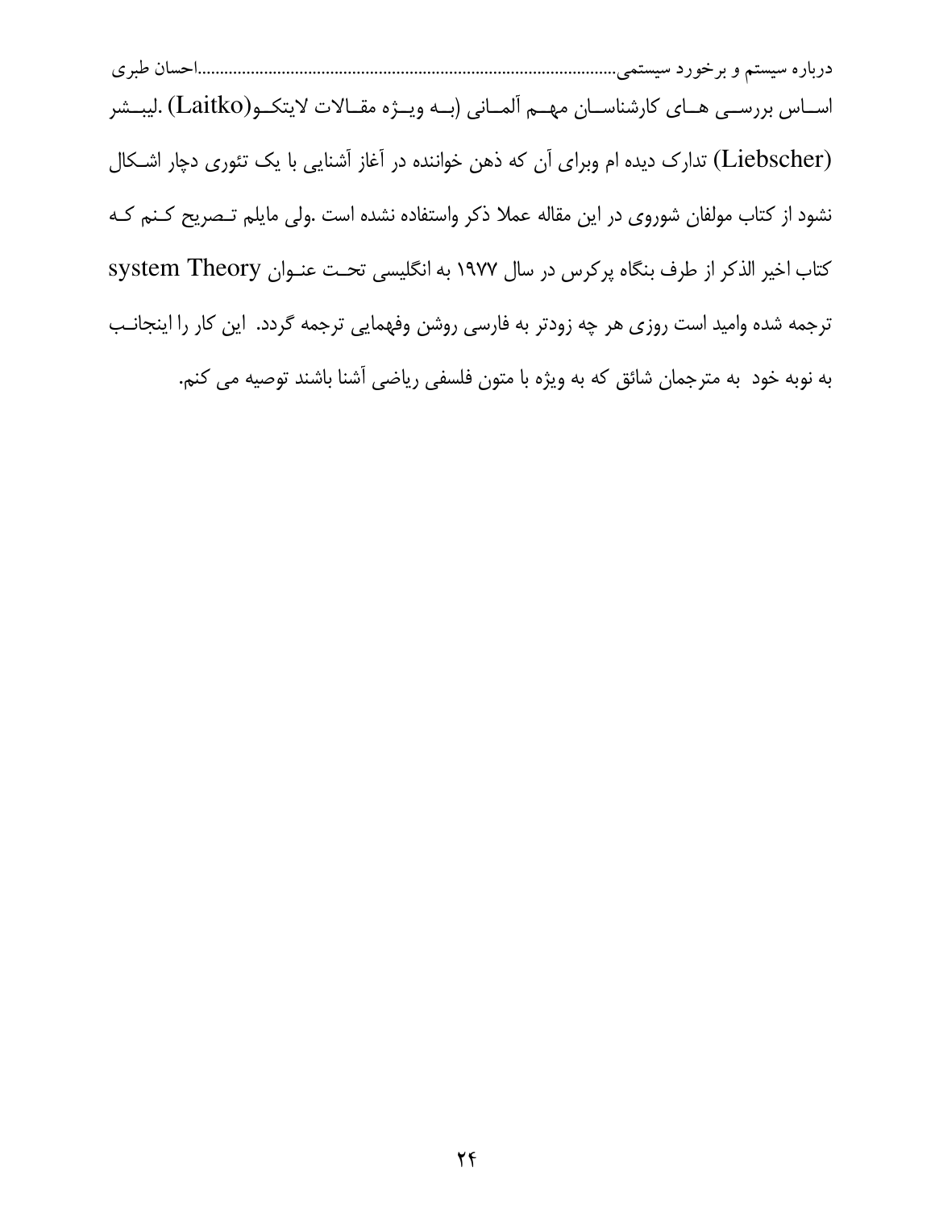اساس بررسی های کارشناسان مهم آلمانی (به ویژه مقالات لایتکو(Laitko) .لیبشر (Liebscher) تدارک دیده ام وبرای آن که ذهن خواننده در آغاز آشنایی با یک تئوری دچار اشکال نشود از کتاب مولفان شوروی در این مقاله عملا ذکر واستفاده نشده است .ولی مایلم تصریح کنم که کتاب اخیر الذکر از طرف بنگاه پرکرس در سال ۱۹۷۷ به انگلیسی تحت عنوان system Theory ترجمه شده وامید است روزی هر چه زودتر به فارسی روشن وفهمایی ترجمه گردد. این کار را اینجانب به نوبه خود به مترجمان شائق که به ویژه با متون فلسفی ریاضی آشنا باشند توصیه می کنم.